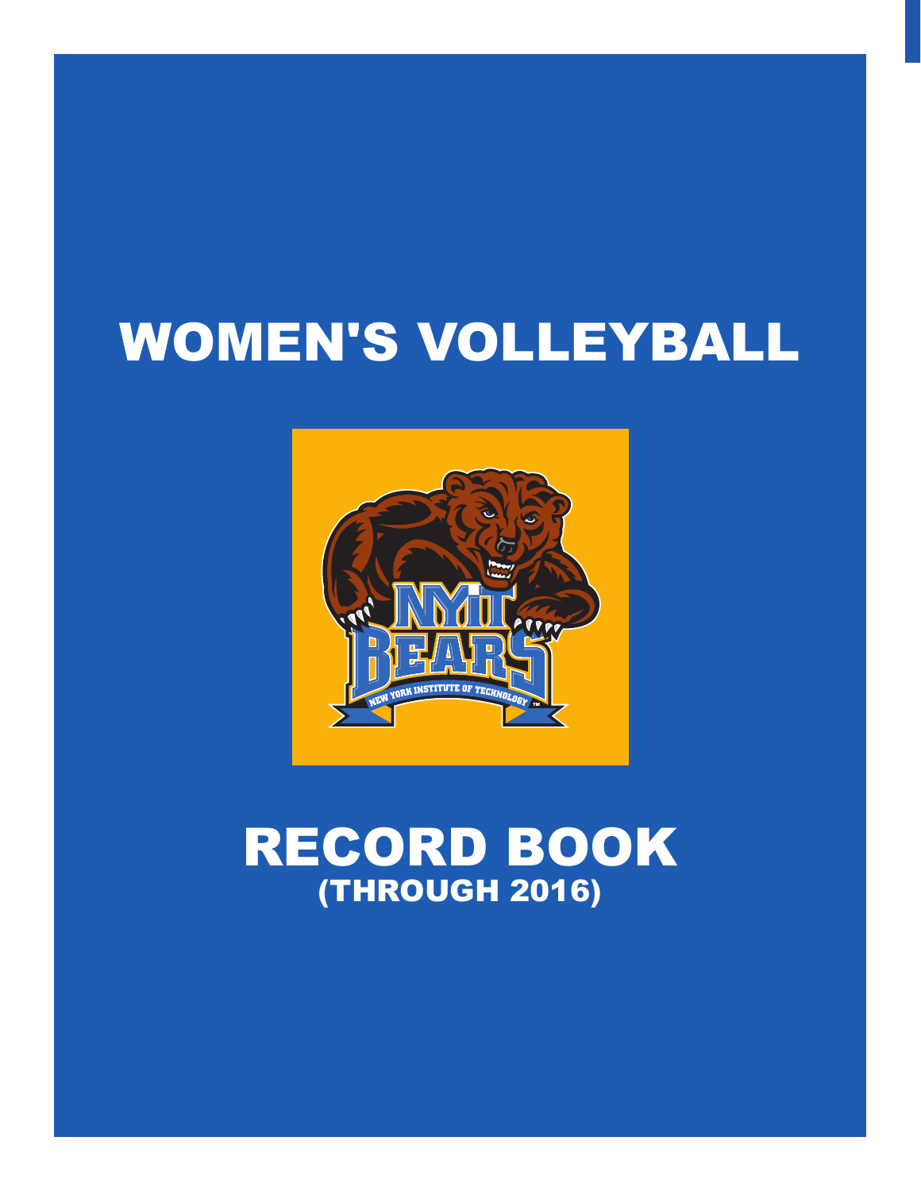# WOMEN'S VOLLEYBALL

# RECORD BOOK
## (THROUGH 2016)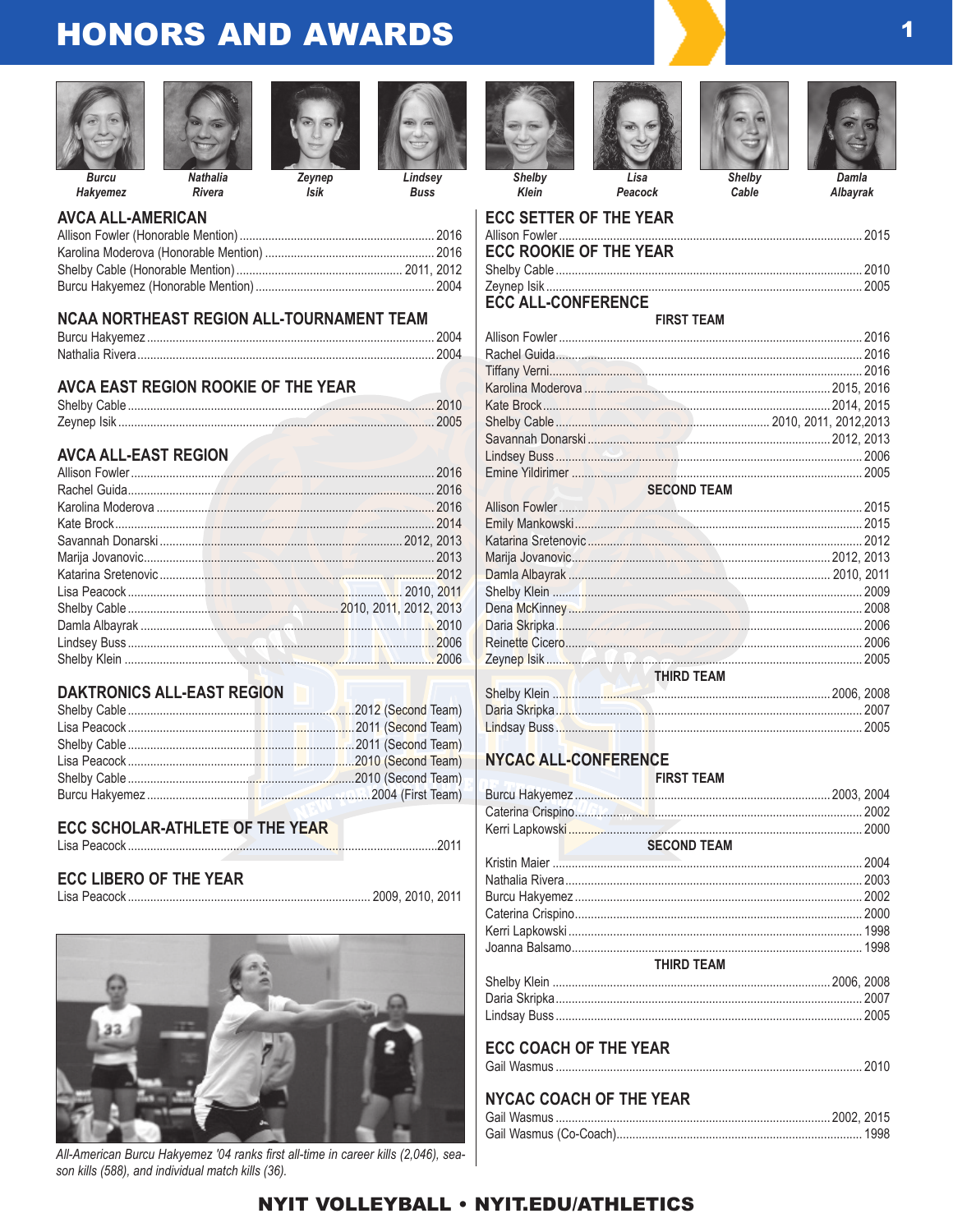# HONORS AND AWARDS

*Burcu Hakyemez* · *Nathalia Rivera* · *Zeynep Isik* · *Lindsey Buss* · *Shelby Klein* · *Lisa Peacock* · *Shelby Cable* · *Damla Albayrak*

## AVCA ALL-AMERICAN

Allison Fowler (Honorable Mention) ... 2016
Karolina Moderova (Honorable Mention) ... 2016
Shelby Cable (Honorable Mention) ... 2011, 2012
Burcu Hakyemez (Honorable Mention) ... 2004

## NCAA NORTHEAST REGION ALL-TOURNAMENT TEAM

Burcu Hakyemez ... 2004
Nathalia Rivera ... 2004

## AVCA EAST REGION ROOKIE OF THE YEAR

Shelby Cable ... 2010
Zeynep Isik ... 2005

## AVCA ALL-EAST REGION

Allison Fowler ... 2016
Rachel Guida ... 2016
Karolina Moderova ... 2016
Kate Brock ... 2014
Savannah Donarski ... 2012, 2013
Marija Jovanovic ... 2013
Katarina Sretenovic ... 2012
Lisa Peacock ... 2010, 2011
Shelby Cable ... 2010, 2011, 2012, 2013
Damla Albayrak ... 2010
Lindsey Buss ... 2006
Shelby Klein ... 2006

## DAKTRONICS ALL-EAST REGION

Shelby Cable ... 2012 (Second Team)
Lisa Peacock ... 2011 (Second Team)
Shelby Cable ... 2011 (Second Team)
Lisa Peacock ... 2010 (Second Team)
Shelby Cable ... 2010 (Second Team)
Burcu Hakyemez ... 2004 (First Team)

## ECC SCHOLAR-ATHLETE OF THE YEAR

Lisa Peacock ... 2011

## ECC LIBERO OF THE YEAR

Lisa Peacock ... 2009, 2010, 2011

*All-American Burcu Hakyemez '04 ranks first all-time in career kills (2,046), season kills (588), and individual match kills (36).*

## ECC SETTER OF THE YEAR

Allison Fowler ... 2015

## ECC ROOKIE OF THE YEAR

Shelby Cable ... 2010
Zeynep Isik ... 2005

## ECC ALL-CONFERENCE

### FIRST TEAM

Allison Fowler ... 2016
Rachel Guida ... 2016
Tiffany Verni ... 2016
Karolina Moderova ... 2015, 2016
Kate Brock ... 2014, 2015
Shelby Cable ... 2010, 2011, 2012,2013
Savannah Donarski ... 2012, 2013
Lindsey Buss ... 2006
Emine Yildirimer ... 2005

### SECOND TEAM

Allison Fowler ... 2015
Emily Mankowski ... 2015
Katarina Sretenovic ... 2012
Marija Jovanovic ... 2012, 2013
Damla Albayrak ... 2010, 2011
Shelby Klein ... 2009
Dena McKinney ... 2008
Daria Skripka ... 2006
Reinette Cicero ... 2006
Zeynep Isik ... 2005

### THIRD TEAM

Shelby Klein ... 2006, 2008
Daria Skripka ... 2007
Lindsay Buss ... 2005

## NYCAC ALL-CONFERENCE

### FIRST TEAM

Burcu Hakyemez ... 2003, 2004
Caterina Crispino ... 2002
Kerri Lapkowski ... 2000

### SECOND TEAM

Kristin Maier ... 2004
Nathalia Rivera ... 2003
Burcu Hakyemez ... 2002
Caterina Crispino ... 2000
Kerri Lapkowski ... 1998
Joanna Balsamo ... 1998

### THIRD TEAM

Shelby Klein ... 2006, 2008
Daria Skripka ... 2007
Lindsay Buss ... 2005

## ECC COACH OF THE YEAR

Gail Wasmus ... 2010

## NYCAC COACH OF THE YEAR

Gail Wasmus ... 2002, 2015
Gail Wasmus (Co-Coach) ... 1998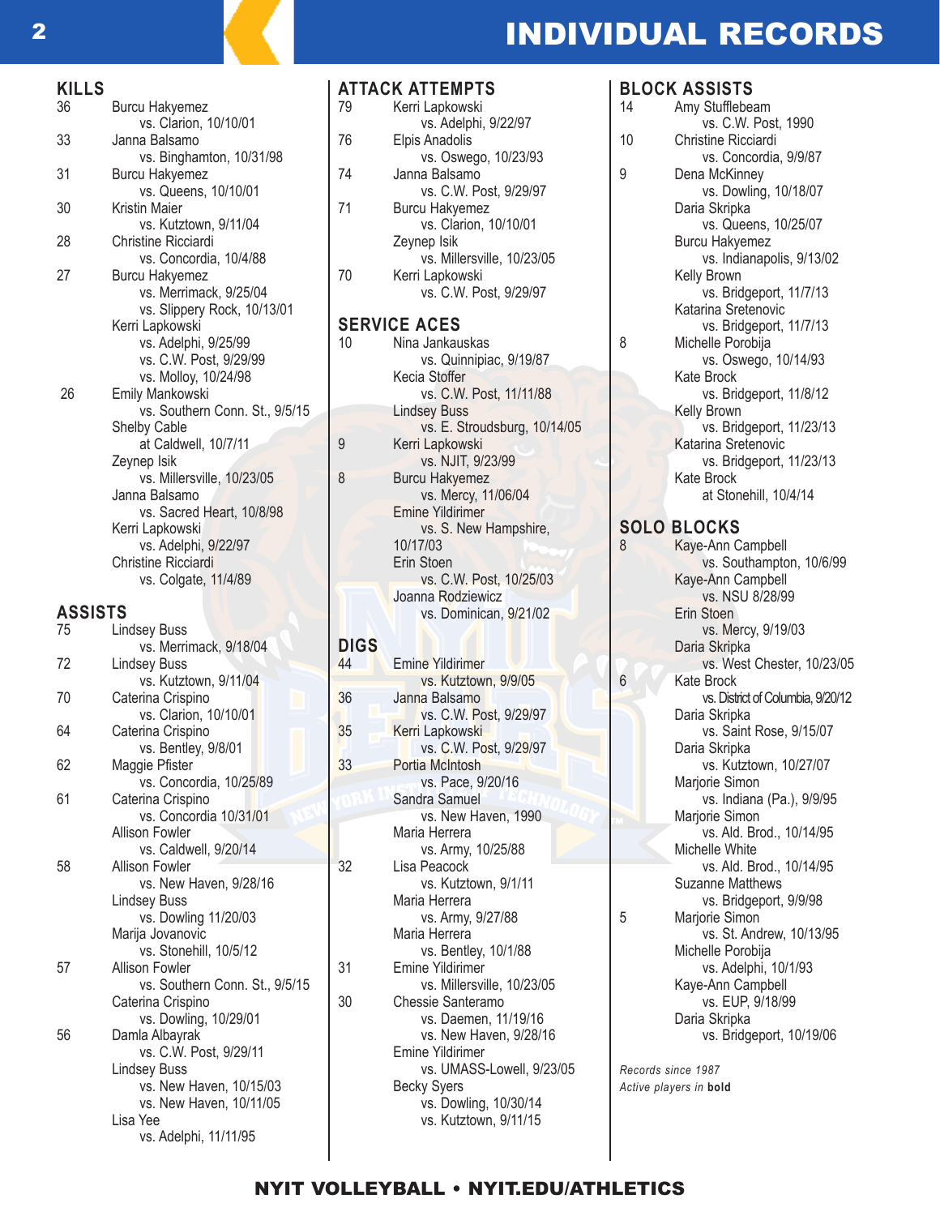# INDIVIDUAL RECORDS

## KILLS

36 Burcu Hakyemez
vs. Clarion, 10/10/01

33 Janna Balsamo
vs. Binghamton, 10/31/98

31 Burcu Hakyemez
vs. Queens, 10/10/01

30 Kristin Maier
vs. Kutztown, 9/11/04

28 Christine Ricciardi
vs. Concordia, 10/4/88

27 Burcu Hakyemez
vs. Merrimack, 9/25/04
vs. Slippery Rock, 10/13/01
Kerri Lapkowski
vs. Adelphi, 9/25/99
vs. C.W. Post, 9/29/99
vs. Molloy, 10/24/98

26 Emily Mankowski
vs. Southern Conn. St., 9/5/15
Shelby Cable
at Caldwell, 10/7/11
Zeynep Isik
vs. Millersville, 10/23/05
Janna Balsamo
vs. Sacred Heart, 10/8/98
Kerri Lapkowski
vs. Adelphi, 9/22/97
Christine Ricciardi
vs. Colgate, 11/4/89

## ASSISTS

75 Lindsey Buss
vs. Merrimack, 9/18/04

72 Lindsey Buss
vs. Kutztown, 9/11/04

70 Caterina Crispino
vs. Clarion, 10/10/01

64 Caterina Crispino
vs. Bentley, 9/8/01

62 Maggie Pfister
vs. Concordia, 10/25/89

61 Caterina Crispino
vs. Concordia 10/31/01
Allison Fowler
vs. Caldwell, 9/20/14

58 Allison Fowler
vs. New Haven, 9/28/16
Lindsey Buss
vs. Dowling 11/20/03
Marija Jovanovic
vs. Stonehill, 10/5/12

57 Allison Fowler
vs. Southern Conn. St., 9/5/15
Caterina Crispino
vs. Dowling, 10/29/01

56 Damla Albayrak
vs. C.W. Post, 9/29/11
Lindsey Buss
vs. New Haven, 10/15/03
vs. New Haven, 10/11/05
Lisa Yee
vs. Adelphi, 11/11/95

## ATTACK ATTEMPTS

79 Kerri Lapkowski
vs. Adelphi, 9/22/97

76 Elpis Anadolis
vs. Oswego, 10/23/93

74 Janna Balsamo
vs. C.W. Post, 9/29/97

71 Burcu Hakyemez
vs. Clarion, 10/10/01
Zeynep Isik
vs. Millersville, 10/23/05

70 Kerri Lapkowski
vs. C.W. Post, 9/29/97

## SERVICE ACES

10 Nina Jankauskas
vs. Quinnipiac, 9/19/87
Kecia Stoffer
vs. C.W. Post, 11/11/88
Lindsey Buss
vs. E. Stroudsburg, 10/14/05

9 Kerri Lapkowski
vs. NJIT, 9/23/99

8 Burcu Hakyemez
vs. Mercy, 11/06/04
Emine Yildirimer
vs. S. New Hampshire, 10/17/03
Erin Stoen
vs. C.W. Post, 10/25/03
Joanna Rodziewicz
vs. Dominican, 9/21/02

## DIGS

44 Emine Yildirimer
vs. Kutztown, 9/9/05

36 Janna Balsamo
vs. C.W. Post, 9/29/97

35 Kerri Lapkowski
vs. C.W. Post, 9/29/97

33 Portia McIntosh
vs. Pace, 9/20/16
Sandra Samuel
vs. New Haven, 1990
Maria Herrera
vs. Army, 10/25/88

32 Lisa Peacock
vs. Kutztown, 9/1/11
Maria Herrera
vs. Army, 9/27/88
Maria Herrera
vs. Bentley, 10/1/88

31 Emine Yildirimer
vs. Millersville, 10/23/05

30 Chessie Santeramo
vs. Daemen, 11/19/16
vs. New Haven, 9/28/16
Emine Yildirimer
vs. UMASS-Lowell, 9/23/05
Becky Syers
vs. Dowling, 10/30/14
vs. Kutztown, 9/11/15

## BLOCK ASSISTS

14 Amy Stufflebeam
vs. C.W. Post, 1990

10 Christine Ricciardi
vs. Concordia, 9/9/87

9 Dena McKinney
vs. Dowling, 10/18/07
Daria Skripka
vs. Queens, 10/25/07
Burcu Hakyemez
vs. Indianapolis, 9/13/02
Kelly Brown
vs. Bridgeport, 11/7/13
Katarina Sretenovic
vs. Bridgeport, 11/7/13

8 Michelle Porobija
vs. Oswego, 10/14/93
Kate Brock
vs. Bridgeport, 11/8/12
Kelly Brown
vs. Bridgeport, 11/23/13
Katarina Sretenovic
vs. Bridgeport, 11/23/13
Kate Brock
at Stonehill, 10/4/14

## SOLO BLOCKS

8 Kaye-Ann Campbell
vs. Southampton, 10/6/99
Kaye-Ann Campbell
vs. NSU 8/28/99
Erin Stoen
vs. Mercy, 9/19/03
Daria Skripka
vs. West Chester, 10/23/05

6 Kate Brock
vs. District of Columbia, 9/20/12
Daria Skripka
vs. Saint Rose, 9/15/07
Daria Skripka
vs. Kutztown, 10/27/07
Marjorie Simon
vs. Indiana (Pa.), 9/9/95
Marjorie Simon
vs. Ald. Brod., 10/14/95
Michelle White
vs. Ald. Brod., 10/14/95
Suzanne Matthews
vs. Bridgeport, 9/9/98

5 Marjorie Simon
vs. St. Andrew, 10/13/95
Michelle Porobija
vs. Adelphi, 10/1/93
Kaye-Ann Campbell
vs. EUP, 9/18/99
Daria Skripka
vs. Bridgeport, 10/19/06

*Records since 1987*
*Active players in* **bold**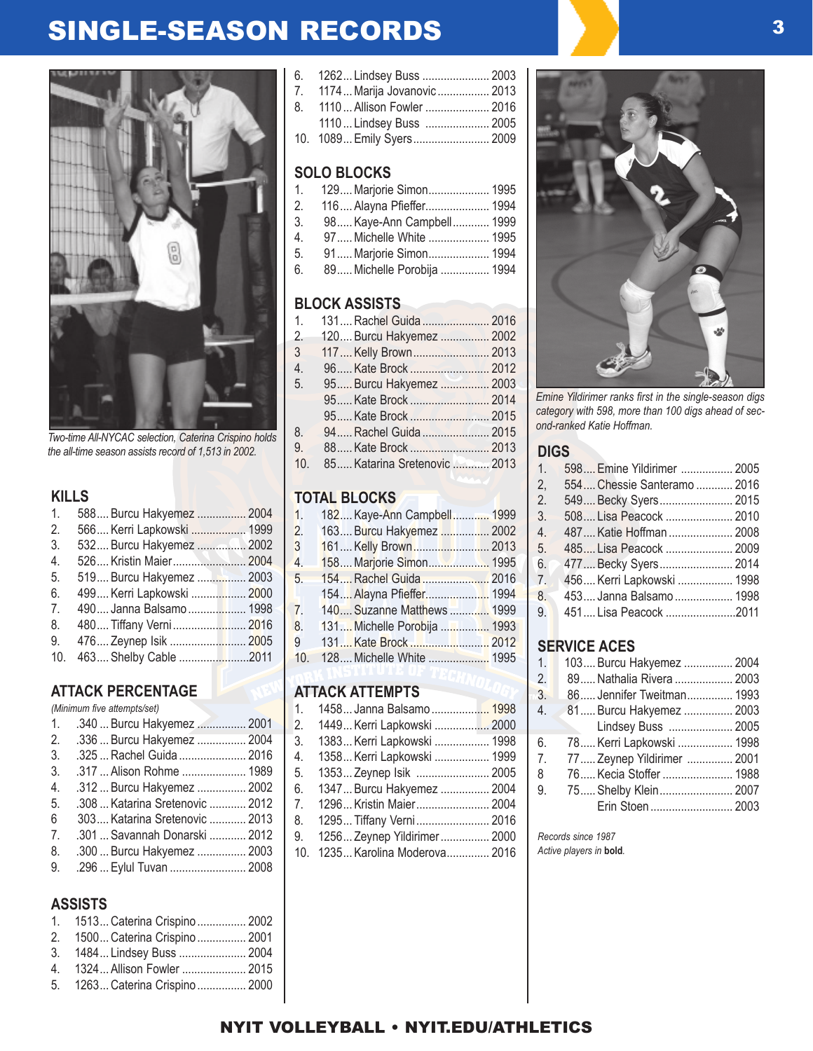# SINGLE-SEASON RECORDS

*Two-time All-NYCAC selection, Caterina Crispino holds the all-time season assists record of 1,513 in 2002.*

## KILLS

1. 588.... Burcu Hakyemez ................ 2004
2. 566.... Kerri Lapkowski .................. 1999
3. 532.... Burcu Hakyemez ................ 2002
4. 526.... Kristin Maier........................ 2004
5. 519.... Burcu Hakyemez ................ 2003
6. 499.... Kerri Lapkowski .................. 2000
7. 490.... Janna Balsamo.................. 1998
8. 480.... Tiffany Verni........................ 2016
9. 476.... Zeynep Isik ......................... 2005
10. 463.... Shelby Cable .......................2011

## ATTACK PERCENTAGE

*(Minimum five attempts/set)*

1. .340 ... Burcu Hakyemez ................ 2001
2. .336 ... Burcu Hakyemez ................ 2004
3. .325 ... Rachel Guida ...................... 2016
3. .317 ... Alison Rohme ..................... 1989
4. .312 ... Burcu Hakyemez ................ 2002
5. .308 ... Katarina Sretenovic ............ 2012
6 303.... Katarina Sretenovic ............ 2013
7. .301 ... Savannah Donarski ............ 2012
8. .300 ... Burcu Hakyemez ................ 2003
9. .296 ... Eylul Tuvan ......................... 2008

## ASSISTS

1. 1513... Caterina Crispino................ 2002
2. 1500... Caterina Crispino................ 2001
3. 1484... Lindsey Buss ...................... 2004
4. 1324... Allison Fowler ..................... 2015
5. 1263... Caterina Crispino................ 2000
6. 1262... Lindsey Buss ...................... 2003
7. 1174... Marija Jovanovic................. 2013
8. 1110... Allison Fowler ..................... 2016
   1110... Lindsey Buss ..................... 2005
10. 1089... Emily Syers......................... 2009

## SOLO BLOCKS

1. 129.... Marjorie Simon.................... 1995
2. 116.... Alayna Pfieffer..................... 1994
3. 98..... Kaye-Ann Campbell............ 1999
4. 97..... Michelle White .................... 1995
5. 91..... Marjorie Simon.................... 1994
6. 89..... Michelle Porobija ................ 1994

## BLOCK ASSISTS

1. 131.... Rachel Guida ...................... 2016
2. 120.... Burcu Hakyemez ................ 2002
3 117.... Kelly Brown......................... 2013
4. 96..... Kate Brock .......................... 2012
5. 95..... Burcu Hakyemez ................ 2003
   95..... Kate Brock .......................... 2014
   95..... Kate Brock .......................... 2015
8. 94..... Rachel Guida ...................... 2015
9. 88..... Kate Brock .......................... 2013
10. 85..... Katarina Sretenovic ............ 2013

## TOTAL BLOCKS

1. 182.... Kaye-Ann Campbell............ 1999
2. 163.... Burcu Hakyemez ................ 2002
3 161.... Kelly Brown......................... 2013
4. 158.... Marjorie Simon.................... 1995
5. 154.... Rachel Guida ...................... 2016
   154.... Alayna Pfieffer..................... 1994
7. 140.... Suzanne Matthews ............. 1999
8. 131.... Michelle Porobija ................ 1993
9 131.... Kate Brock .......................... 2012
10. 128.... Michelle White .................... 1995

## ATTACK ATTEMPTS

1. 1458... Janna Balsamo................... 1998
2. 1449... Kerri Lapkowski .................. 2000
3. 1383... Kerri Lapkowski .................. 1998
4. 1358... Kerri Lapkowski .................. 1999
5. 1353... Zeynep Isik ........................ 2005
6. 1347... Burcu Hakyemez ................ 2004
7. 1296... Kristin Maier........................ 2004
8. 1295... Tiffany Verni........................ 2016
9. 1256... Zeynep Yildirimer................ 2000
10. 1235... Karolina Moderova.............. 2016

*Emine Yildirimer ranks first in the single-season digs category with 598, more than 100 digs ahead of second-ranked Katie Hoffman.*

## DIGS

1. 598.... Emine Yildirimer ................. 2005
2, 554.... Chessie Santeramo ............ 2016
2. 549.... Becky Syers........................ 2015
3. 508.... Lisa Peacock ...................... 2010
4. 487.... Katie Hoffman..................... 2008
5. 485.... Lisa Peacock ...................... 2009
6. 477.... Becky Syers........................ 2014
7. 456.... Kerri Lapkowski .................. 1998
8. 453.... Janna Balsamo................... 1998
9. 451.... Lisa Peacock .......................2011

## SERVICE ACES

1. 103.... Burcu Hakyemez ................ 2004
2. 89..... Nathalia Rivera ................... 2003
3. 86..... Jennifer Tweitman............... 1993
4. 81..... Burcu Hakyemez ................ 2003
   Lindsey Buss ..................... 2005
6. 78..... Kerri Lapkowski .................. 1998
7. 77..... Zeynep Yildirimer ............... 2001
8 76..... Kecia Stoffer ....................... 1988
9. 75..... Shelby Klein........................ 2007
   Erin Stoen........................... 2003

*Records since 1987*
*Active players in* **bold**.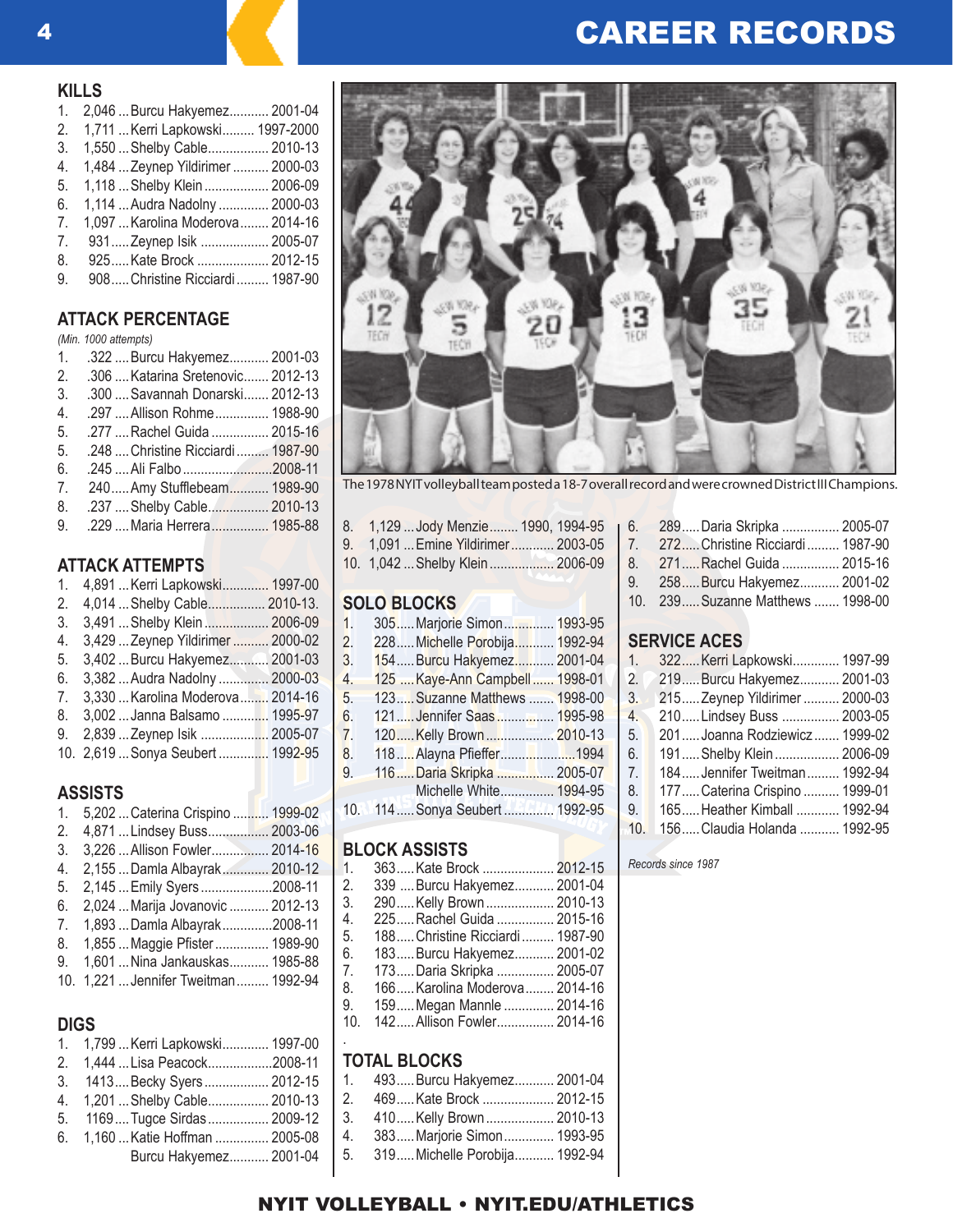# CAREER RECORDS

## KILLS

1. 2,046 ... Burcu Hakyemez........... 2001-04
2. 1,711 ... Kerri Lapkowski......... 1997-2000
3. 1,550 ... Shelby Cable................. 2010-13
4. 1,484 ... Zeynep Yildirimer .......... 2000-03
5. 1,118 ... Shelby Klein.................. 2006-09
6. 1,114 ... Audra Nadolny .............. 2000-03
7. 1,097 ... Karolina Moderova........ 2014-16
7. 931..... Zeynep Isik ................... 2005-07
8. 925..... Kate Brock ................... 2012-15
9. 908..... Christine Ricciardi ......... 1987-90

## ATTACK PERCENTAGE

*(Min. 1000 attempts)*

1. .322 .... Burcu Hakyemez........... 2001-03
2. .306 .... Katarina Sretenovic....... 2012-13
3. .300 .... Savannah Donarski....... 2012-13
4. .297 .... Allison Rohme............... 1988-90
5. .277 .... Rachel Guida ................ 2015-16
5. .248 .... Christine Ricciardi ......... 1987-90
6. .245 .... Ali Falbo .........................2008-11
7. 240..... Amy Stufflebeam........... 1989-90
8. .237 .... Shelby Cable................. 2010-13
9. .229 .... Maria Herrera................ 1985-88

## ATTACK ATTEMPTS

1. 4,891 ... Kerri Lapkowski............. 1997-00
2. 4,014 ... Shelby Cable................ 2010-13.
3. 3,491 ... Shelby Klein.................. 2006-09
4. 3,429 ... Zeynep Yildirimer .......... 2000-02
5. 3,402 ... Burcu Hakyemez........... 2001-03
6. 3,382 ... Audra Nadolny .............. 2000-03
7. 3,330 ... Karolina Moderova........ 2014-16
8. 3,002 ... Janna Balsamo ............. 1995-97
9. 2,839 ... Zeynep Isik ................... 2005-07
10. 2,619 ... Sonya Seubert .............. 1992-95

## ASSISTS

1. 5,202 ... Caterina Crispino .......... 1999-02
2. 4,871 ... Lindsey Buss................. 2003-06
3. 3,226 ... Allison Fowler................ 2014-16
4. 2,155 ... Damla Albayrak............. 2010-12
5. 2,145 ... Emily Syers....................2008-11
6. 2,024 ... Marija Jovanovic ........... 2012-13
7. 1,893 ... Damla Albayrak..............2008-11
8. 1,855 ... Maggie Pfister ............... 1989-90
9. 1,601 ... Nina Jankauskas........... 1985-88
10. 1,221 ... Jennifer Tweitman......... 1992-94

## DIGS

1. 1,799 ... Kerri Lapkowski............. 1997-00
2. 1,444 ... Lisa Peacock..................2008-11
3. 1413.... Becky Syers.................. 2012-15
4. 1,201 ... Shelby Cable................. 2010-13
5. 1169.... Tugce Sirdas................. 2009-12
6. 1,160 ... Katie Hoffman ............... 2005-08
   Burcu Hakyemez........... 2001-04
8. 1,129 ... Jody Menzie........ 1990, 1994-95
9. 1,091 ... Emine Yildirimer............ 2003-05
10. 1,042 ... Shelby Klein.................. 2006-09

The 1978 NYIT volleyball team posted a 18-7 overall record and were crowned District III Champions.

## SOLO BLOCKS

1. 305..... Marjorie Simon.............. 1993-95
2. 228..... Michelle Porobija........... 1992-94
3. 154..... Burcu Hakyemez........... 2001-04
4. 125 .... Kaye-Ann Campbell...... 1998-01
5. 123..... Suzanne Matthews ....... 1998-00
6. 121..... Jennifer Saas................ 1995-98
7. 120..... Kelly Brown................... 2010-13
8. 118..... Alayna Pfieffer.....................1994
9. 116..... Daria Skripka ................ 2005-07
   Michelle White............... 1994-95
10. 114..... Sonya Seubert .............. 1992-95

## BLOCK ASSISTS

1. 363..... Kate Brock .................... 2012-15
2. 339 .... Burcu Hakyemez........... 2001-04
3. 290..... Kelly Brown................... 2010-13
4. 225..... Rachel Guida ................ 2015-16
5. 188..... Christine Ricciardi ......... 1987-90
6. 183..... Burcu Hakyemez........... 2001-02
7. 173..... Daria Skripka ................ 2005-07
8. 166..... Karolina Moderova........ 2014-16
9. 159..... Megan Mannle .............. 2014-16
10. 142..... Allison Fowler................ 2014-16

## TOTAL BLOCKS

1. 493..... Burcu Hakyemez........... 2001-04
2. 469..... Kate Brock .................... 2012-15
3. 410..... Kelly Brown................... 2010-13
4. 383..... Marjorie Simon.............. 1993-95
5. 319..... Michelle Porobija........... 1992-94
6. 289..... Daria Skripka ................ 2005-07
7. 272..... Christine Ricciardi ......... 1987-90
8. 271..... Rachel Guida ................ 2015-16
9. 258..... Burcu Hakyemez........... 2001-02
10. 239..... Suzanne Matthews ....... 1998-00

## SERVICE ACES

1. 322..... Kerri Lapkowski............. 1997-99
2. 219..... Burcu Hakyemez........... 2001-03
3. 215..... Zeynep Yildirimer .......... 2000-03
4. 210..... Lindsey Buss ................ 2003-05
5. 201..... Joanna Rodziewicz....... 1999-02
6. 191..... Shelby Klein.................. 2006-09
7. 184..... Jennifer Tweitman......... 1992-94
8. 177..... Caterina Crispino .......... 1999-01
9. 165..... Heather Kimball ............ 1992-94
10. 156..... Claudia Holanda ........... 1992-95

*Records since 1987*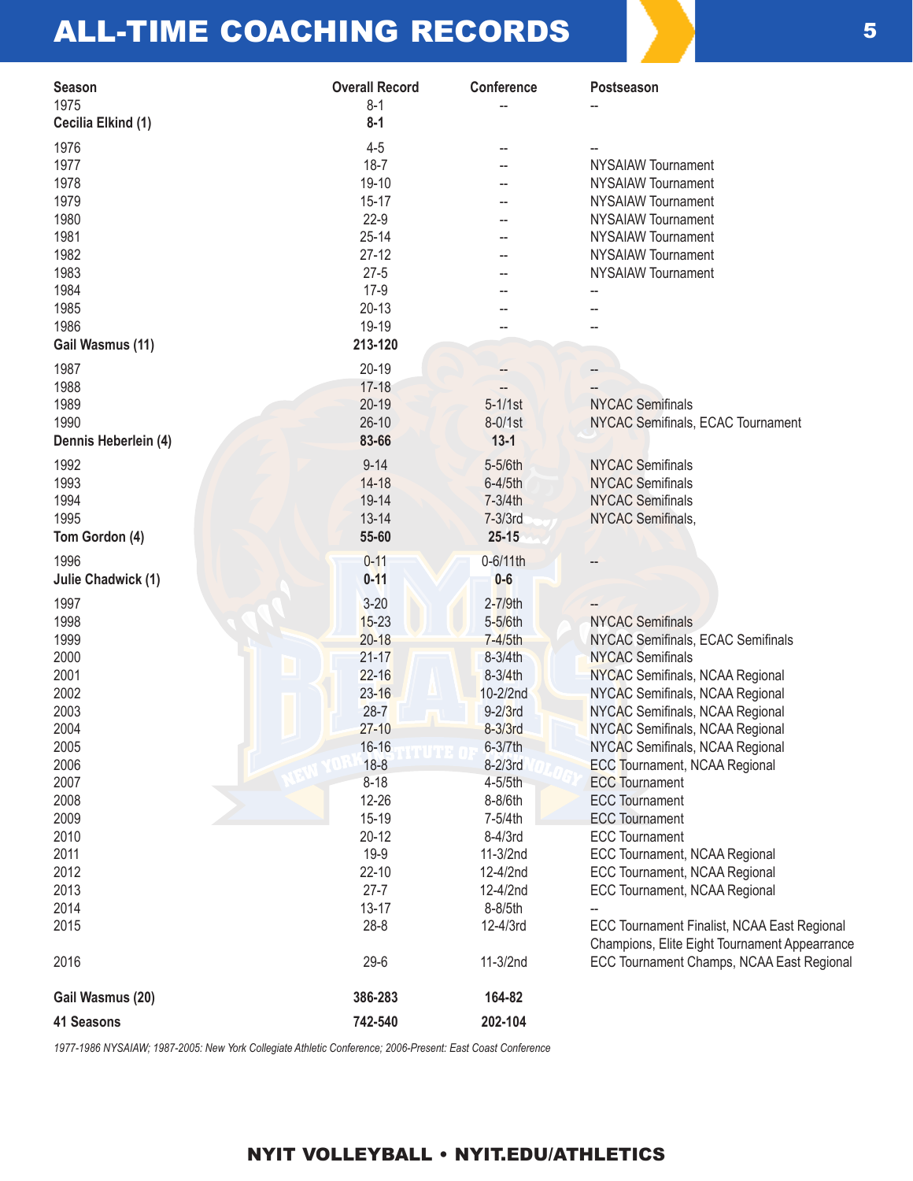# ALL-TIME COACHING RECORDS

| Season | Overall Record | Conference | Postseason |
|---|---|---|---|
| 1975 | 8-1 | -- | -- |
| **Cecilia Elkind (1)** | **8-1** | | |
| 1976 | 4-5 | -- | -- |
| 1977 | 18-7 | -- | NYSAIAW Tournament |
| 1978 | 19-10 | -- | NYSAIAW Tournament |
| 1979 | 15-17 | -- | NYSAIAW Tournament |
| 1980 | 22-9 | -- | NYSAIAW Tournament |
| 1981 | 25-14 | -- | NYSAIAW Tournament |
| 1982 | 27-12 | -- | NYSAIAW Tournament |
| 1983 | 27-5 | -- | NYSAIAW Tournament |
| 1984 | 17-9 | -- | -- |
| 1985 | 20-13 | -- | -- |
| 1986 | 19-19 | -- | -- |
| **Gail Wasmus (11)** | **213-120** | | |
| 1987 | 20-19 | -- | -- |
| 1988 | 17-18 | -- | -- |
| 1989 | 20-19 | 5-1/1st | NYCAC Semifinals |
| 1990 | 26-10 | 8-0/1st | NYCAC Semifinals, ECAC Tournament |
| **Dennis Heberlein (4)** | **83-66** | **13-1** | |
| 1992 | 9-14 | 5-5/6th | NYCAC Semifinals |
| 1993 | 14-18 | 6-4/5th | NYCAC Semifinals |
| 1994 | 19-14 | 7-3/4th | NYCAC Semifinals |
| 1995 | 13-14 | 7-3/3rd | NYCAC Semifinals, |
| **Tom Gordon (4)** | **55-60** | **25-15** | |
| 1996 | 0-11 | 0-6/11th | -- |
| **Julie Chadwick (1)** | **0-11** | **0-6** | |
| 1997 | 3-20 | 2-7/9th | -- |
| 1998 | 15-23 | 5-5/6th | NYCAC Semifinals |
| 1999 | 20-18 | 7-4/5th | NYCAC Semifinals, ECAC Semifinals |
| 2000 | 21-17 | 8-3/4th | NYCAC Semifinals |
| 2001 | 22-16 | 8-3/4th | NYCAC Semifinals, NCAA Regional |
| 2002 | 23-16 | 10-2/2nd | NYCAC Semifinals, NCAA Regional |
| 2003 | 28-7 | 9-2/3rd | NYCAC Semifinals, NCAA Regional |
| 2004 | 27-10 | 8-3/3rd | NYCAC Semifinals, NCAA Regional |
| 2005 | 16-16 | 6-3/7th | NYCAC Semifinals, NCAA Regional |
| 2006 | 18-8 | 8-2/3rd | ECC Tournament, NCAA Regional |
| 2007 | 8-18 | 4-5/5th | ECC Tournament |
| 2008 | 12-26 | 8-8/6th | ECC Tournament |
| 2009 | 15-19 | 7-5/4th | ECC Tournament |
| 2010 | 20-12 | 8-4/3rd | ECC Tournament |
| 2011 | 19-9 | 11-3/2nd | ECC Tournament, NCAA Regional |
| 2012 | 22-10 | 12-4/2nd | ECC Tournament, NCAA Regional |
| 2013 | 27-7 | 12-4/2nd | ECC Tournament, NCAA Regional |
| 2014 | 13-17 | 8-8/5th | -- |
| 2015 | 28-8 | 12-4/3rd | ECC Tournament Finalist, NCAA East Regional Champions, Elite Eight Tournament Appearrance |
| 2016 | 29-6 | 11-3/2nd | ECC Tournament Champs, NCAA East Regional |
| **Gail Wasmus (20)** | **386-283** | **164-82** | |
| **41 Seasons** | **742-540** | **202-104** | |

*1977-1986 NYSAIAW; 1987-2005: New York Collegiate Athletic Conference; 2006-Present: East Coast Conference*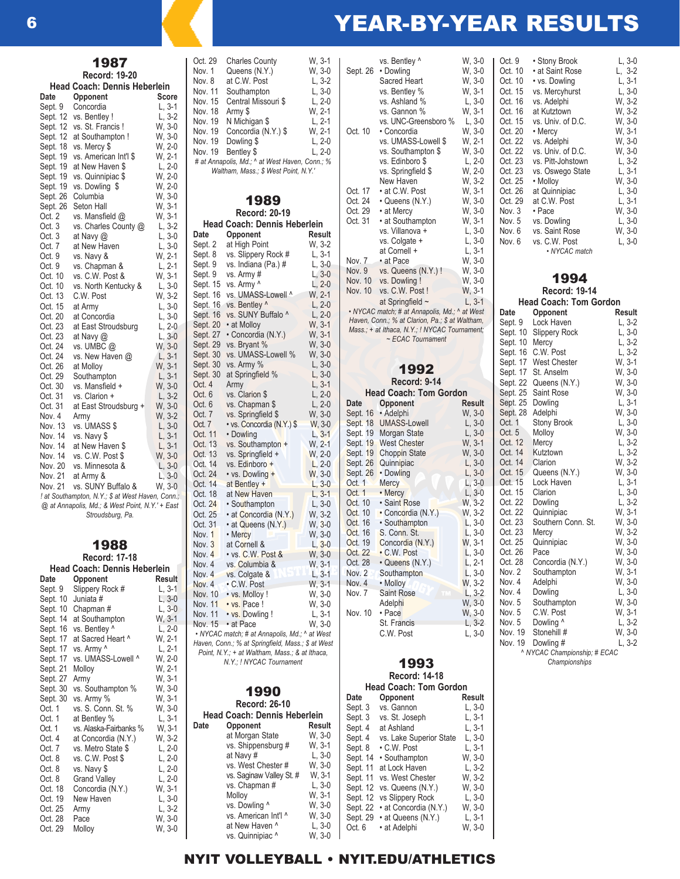# YEAR-BY-YEAR RESULTS

## 1987

**Record: 19-20**

**Head Coach: Dennis Heberlein**

| Date | Opponent | Score |
|---|---|---|
| Sept. 9 | Concordia | L, 3-1 |
| Sept. 12 | vs. Bentley ! | L, 3-2 |
| Sept. 12 | vs. St. Francis ! | W, 3-0 |
| Sept. 12 | at Southampton ! | W, 3-0 |
| Sept. 18 | vs. Mercy $ | W, 2-0 |
| Sept. 19 | vs. American Int'l $ | W, 2-1 |
| Sept. 19 | at New Haven $ | L, 2-0 |
| Sept. 19 | vs. Quinnipiac $ | W, 2-0 |
| Sept. 19 | vs. Dowling $ | W, 2-0 |
| Sept. 26 | Columbia | W, 3-0 |
| Sept. 26 | Seton Hall | W, 3-1 |
| Oct. 2 | vs. Mansfield @ | W, 3-1 |
| Oct. 3 | vs. Charles County @ | L, 3-2 |
| Oct. 3 | at Navy @ | L, 3-0 |
| Oct. 7 | at New Haven | L, 3-0 |
| Oct. 9 | vs. Navy & | W, 2-1 |
| Oct. 9 | vs. Chapman & | L, 2-1 |
| Oct. 10 | vs. C.W. Post & | W, 3-1 |
| Oct. 10 | vs. North Kentucky & | L, 3-0 |
| Oct. 13 | C.W. Post | W, 3-2 |
| Oct. 15 | at Army | L, 3-0 |
| Oct. 20 | at Concordia | L, 3-0 |
| Oct. 23 | at East Stroudsburg | L, 2-0 |
| Oct. 23 | at Navy @ | L, 3-0 |
| Oct. 24 | vs. UMBC @ | W, 3-0 |
| Oct. 24 | vs. New Haven @ | L, 3-1 |
| Oct. 26 | at Molloy | W, 3-1 |
| Oct. 29 | Southampton | L, 3-1 |
| Oct. 30 | vs. Mansfield + | W, 3-0 |
| Oct. 31 | vs. Clarion + | L, 3-2 |
| Oct. 31 | at East Stroudsburg + | W, 3-0 |
| Nov. 4 | Army | W, 3-2 |
| Nov. 13 | vs. UMASS $ | L, 3-0 |
| Nov. 14 | vs. Navy $ | L, 3-1 |
| Nov. 14 | at New Haven $ | L, 3-1 |
| Nov. 14 | vs. C.W. Post $ | W, 3-0 |
| Nov. 20 | vs. Minnesota & | L, 3-0 |
| Nov. 21 | at Army & | L, 3-0 |
| Nov. 21 | vs. SUNY Buffalo & | W, 3-0 |

*! at Southampton, N.Y.; $ at West Haven, Conn.; @ at Annapolis, Md.; & West Point, N.Y.' + East Stroudsburg, Pa.*

## 1988

**Record: 17-18**

**Head Coach: Dennis Heberlein**

| Date | Opponent | Result |
|---|---|---|
| Sept. 9 | Slippery Rock # | L, 3-1 |
| Sept. 10 | Juniata # | L, 3-0 |
| Sept. 10 | Chapman # | L, 3-0 |
| Sept. 14 | at Southampton | W, 3-1 |
| Sept. 16 | vs. Bentley ^ | L, 2-0 |
| Sept. 17 | at Sacred Heart ^ | W, 2-1 |
| Sept. 17 | vs. Army ^ | L, 2-1 |
| Sept. 17 | vs. UMASS-Lowell ^ | W, 2-0 |
| Sept. 21 | Molloy | W, 2-1 |
| Sept. 27 | Army | W, 3-1 |
| Sept. 30 | vs. Southampton % | W, 3-0 |
| Sept. 30 | vs. Army % | W, 3-1 |
| Oct. 1 | vs. S. Conn. St. % | W, 3-0 |
| Oct. 1 | at Bentley % | L, 3-1 |
| Oct. 1 | vs. Alaska-Fairbanks % | W, 3-1 |
| Oct. 4 | at Concordia (N.Y.) | W, 3-2 |
| Oct. 7 | vs. Metro State $ | L, 2-0 |
| Oct. 8 | vs. C.W. Post $ | L, 2-0 |
| Oct. 8 | vs. Navy $ | L, 2-0 |
| Oct. 8 | Grand Valley | L, 2-0 |
| Oct. 18 | Concordia (N.Y.) | W, 3-1 |
| Oct. 19 | New Haven | L, 3-0 |
| Oct. 25 | Army | L, 3-2 |
| Oct. 28 | Pace | W, 3-0 |
| Oct. 29 | Molloy | W, 3-0 |
| Oct. 29 | Charles County | W, 3-1 |
| Nov. 1 | Queens (N.Y.) | W, 3-0 |
| Nov. 8 | at C.W. Post | L, 3-2 |
| Nov. 11 | Southampton | L, 3-0 |
| Nov. 15 | Central Missouri $ | L, 2-0 |
| Nov. 18 | Army $ | W, 2-1 |
| Nov. 19 | N Michigan $ | L, 2-1 |
| Nov. 19 | Concordia (N.Y.) $ | W, 2-1 |
| Nov. 19 | Dowling $ | L, 2-0 |
| Nov. 19 | Bentley $ | L, 2-0 |

*# at Annapolis, Md.; ^ at West Haven, Conn.; % Waltham, Mass.; $ West Point, N.Y.'*

## 1989

**Record: 20-19**

**Head Coach: Dennis Heberlein**

| Date | Opponent | Result |
|---|---|---|
| Sept. 2 | at High Point | W, 3-2 |
| Sept. 8 | vs. Slippery Rock # | L, 3-1 |
| Sept. 9 | vs. Indiana (Pa.) # | L, 3-0 |
| Sept. 9 | vs. Army # | L, 3-0 |
| Sept. 15 | vs. Army ^ | L, 2-0 |
| Sept. 16 | vs. UMASS-Lowell ^ | W, 2-1 |
| Sept. 16 | vs. Bentley ^ | L, 2-0 |
| Sept. 16 | vs. SUNY Buffalo ^ | L, 2-0 |
| Sept. 20 | • at Molloy | W, 3-1 |
| Sept. 27 | • Concordia (N.Y.) | W, 3-1 |
| Sept. 29 | vs. Bryant % | W, 3-0 |
| Sept. 30 | vs. UMASS-Lowell % | W, 3-0 |
| Sept. 30 | vs. Army % | L, 3-0 |
| Sept. 30 | at Springfield % | L, 3-0 |
| Oct. 4 | Army | L, 3-1 |
| Oct. 6 | vs. Clarion $ | L, 2-0 |
| Oct. 6 | vs. Chapman $ | L, 2-0 |
| Oct. 7 | vs. Springfield $ | L, 2-0 |
| Oct. 7 | • vs. Concordia (N.Y.) $ | W, 3-0 |
| Oct. 11 | • Dowling | L, 3-1 |
| Oct. 13 | vs. Southampton + | W, 2-1 |
| Oct. 13 | vs. Springfield + | W, 2-0 |
| Oct. 14 | vs. Edinboro + | L, 2-0 |
| Oct. 24 | • vs. Dowling + | W, 3-0 |
| Oct. 14 | at Bentley + | L, 3-0 |
| Oct. 18 | at New Haven | L, 3-1 |
| Oct. 24 | • Southampton | L, 3-0 |
| Oct. 25 | • at Concordia (N.Y.) | W, 3-2 |
| Oct. 31 | • at Queens (N.Y.) | W, 3-0 |
| Nov. 1 | • Mercy | W, 3-0 |
| Nov. 3 | at Cornell & | L, 3-0 |
| Nov. 4 | • vs. C.W. Post & | W, 3-0 |
| Nov. 4 | vs. Columbia & | W, 3-1 |
| Nov. 4 | vs. Colgate & | L, 3-1 |
| Nov. 4 | • C.W. Post | W, 3-1 |
| Nov. 10 | • vs. Molloy ! | W, 3-0 |
| Nov. 11 | • vs. Pace ! | W, 3-0 |
| Nov. 11 | • vs. Dowling ! | L, 3-1 |
| Nov. 15 | • at Pace | W, 3-0 |

*• NYCAC match; # at Annapolis, Md.; ^ at West Haven, Conn.; % at Springfield, Mass.; $ at West Point, N.Y.; + at Waltham, Mass.; & at Ithaca, N.Y.; ! NYCAC Tournament*

## 1990

**Record: 26-10**

**Head Coach: Dennis Heberlein**

| Date | Opponent | Result |
|---|---|---|
| | at Morgan State | W, 3-0 |
| | vs. Shippensburg # | W, 3-1 |
| | at Navy # | L, 3-0 |
| | vs. West Chester # | W, 3-0 |
| | vs. Saginaw Valley St. # | W, 3-1 |
| | vs. Chapman # | L, 3-0 |
| | Molloy | W, 3-1 |
| | vs. Dowling ^ | W, 3-0 |
| | vs. American Int'l ^ | W, 3-0 |
| | at New Haven ^ | L, 3-0 |
| | vs. Quinnipiac ^ | W, 3-0 |
| | vs. Bentley ^ | W, 3-0 |
| Sept. 26 | • Dowling | W, 3-0 |
| | Sacred Heart | W, 3-0 |
| | vs. Bentley % | W, 3-1 |
| | vs. Ashland % | L, 3-0 |
| | vs. Gannon % | W, 3-1 |
| | vs. UNC-Greensboro % | L, 3-0 |
| Oct. 10 | • Concordia | W, 3-0 |
| | vs. UMASS-Lowell $ | W, 2-1 |
| | vs. Southampton $ | W, 3-0 |
| | vs. Edinboro $ | L, 2-0 |
| | vs. Springfield $ | W, 2-0 |
| | New Haven | W, 3-2 |
| Oct. 17 | • at C.W. Post | W, 3-1 |
| Oct. 24 | • Queens (N.Y.) | W, 3-0 |
| Oct. 29 | • at Mercy | W, 3-0 |
| Oct. 31 | • at Southampton | W, 3-1 |
| | vs. Villanova + | L, 3-0 |
| | vs. Colgate + | L, 3-0 |
| | at Cornell + | L, 3-1 |
| Nov. 7 | • at Pace | W, 3-0 |
| Nov. 9 | vs. Queens (N.Y.) ! | W, 3-0 |
| Nov. 10 | vs. Dowling ! | W, 3-0 |
| Nov. 10 | vs. C.W. Post ! | W, 3-1 |
| | at Springfield ~ | L, 3-1 |

*• NYCAC match; # at Annapolis, Md.; ^ at West Haven, Conn.; % at Clarion, Pa.; $ at Waltham, Mass.; + at Ithaca, N.Y.; ! NYCAC Tournament; ~ ECAC Tournament*

## 1992

**Record: 9-14**

**Head Coach: Tom Gordon**

| Date | Opponent | Result |
|---|---|---|
| Sept. 16 | • Adelphi | W, 3-0 |
| Sept. 18 | UMASS-Lowell | L, 3-0 |
| Sept. 19 | Morgan State | L, 3-0 |
| Sept. 19 | West Chester | W, 3-1 |
| Sept. 19 | Choppin State | W, 3-0 |
| Sept. 26 | Quinnipiac | L, 3-0 |
| Sept. 26 | • Dowling | L, 3-0 |
| Oct. 1 | Mercy | L, 3-0 |
| Oct. 1 | • Mercy | L, 3-0 |
| Oct. 10 | • Saint Rose | W, 3-2 |
| Oct. 10 | • Concordia (N.Y.) | W, 3-2 |
| Oct. 16 | • Southampton | L, 3-0 |
| Oct. 16 | S. Conn. St. | L, 3-0 |
| Oct. 19 | Concordia (N.Y.) | W, 3-1 |
| Oct. 22 | • C.W. Post | L, 3-0 |
| Oct. 28 | • Queens (N.Y.) | L, 2-1 |
| Nov. 2 | Southampton | L, 3-0 |
| Nov. 4 | • Molloy | W, 3-2 |
| Nov. 7 | Saint Rose | L, 3-2 |
| | Adelphi | W, 3-0 |
| Nov. 10 | • Pace | W, 3-0 |
| | St. Francis | L, 3-2 |
| | C.W. Post | L, 3-0 |

## 1993

**Record: 14-18**

**Head Coach: Tom Gordon**

| Date | Opponent | Result |
|---|---|---|
| Sept. 3 | vs. Gannon | L, 3-0 |
| Sept. 3 | vs. St. Joseph | L, 3-1 |
| Sept. 4 | at Ashland | L, 3-1 |
| Sept. 4 | vs. Lake Superior State | L, 3-0 |
| Sept. 8 | • C.W. Post | L, 3-1 |
| Sept. 14 | • Southampton | W, 3-0 |
| Sept. 11 | at Lock Haven | L, 3-2 |
| Sept. 11 | vs. West Chester | W, 3-2 |
| Sept. 12 | vs. Queens (N.Y.) | W, 3-0 |
| Sept. 12 | vs Slippery Rock | L, 3-0 |
| Sept. 22 | • at Concordia (N.Y.) | W, 3-0 |
| Sept. 29 | • at Queens (N.Y.) | L, 3-1 |
| Oct. 6 | • at Adelphi | W, 3-0 |
| Oct. 9 | • Stony Brook | L, 3-0 |
| Oct. 10 | • at Saint Rose | L, 3-2 |
| Oct. 10 | • vs. Dowling | L, 3-1 |
| Oct. 15 | vs. Mercyhurst | L, 3-0 |
| Oct. 16 | vs. Adelphi | W, 3-2 |
| Oct. 16 | at Kutztown | W, 3-2 |
| Oct. 15 | vs. UNC. of D.C. | W, 3-0 |
| Oct. 20 | • Mercy | W, 3-1 |
| Oct. 22 | vs. Adelphi | W, 3-0 |
| Oct. 22 | vs. Univ. of D.C. | W, 3-0 |
| Oct. 23 | vs. Pitt-Johnstown | L, 3-2 |
| Oct. 23 | vs. Oswego State | L, 3-1 |
| Oct. 25 | • Molloy | W, 3-0 |
| Oct. 26 | at Quinnipiac | L, 3-0 |
| Oct. 29 | at C.W. Post | L, 3-1 |
| Nov. 3 | • Pace | W, 3-0 |
| Nov. 5 | vs. Dowling | L, 3-0 |
| Nov. 6 | vs. Saint Rose | W, 3-0 |
| Nov. 6 | vs. C.W. Post | L, 3-0 |

*• NYCAC match*

## 1994

**Record: 19-14**

**Head Coach: Tom Gordon**

| Date | Opponent | Result |
|---|---|---|
| Sept. 9 | Lock Haven | L, 3-2 |
| Sept. 10 | Slippery Rock | L, 3-0 |
| Sept. 10 | Mercy | L, 3-2 |
| Sept. 16 | C.W. Post | L, 3-2 |
| Sept. 17 | West Chester | W, 3-1 |
| Sept. 17 | St. Anselm | W, 3-0 |
| Sept. 22 | Queens (N.Y.) | W, 3-0 |
| Sept. 25 | Saint Rose | W, 3-0 |
| Sept. 25 | Dowling | L, 3-1 |
| Sept. 28 | Adelphi | W, 3-0 |
| Oct. 1 | Stony Brook | L, 3-0 |
| Oct. 5 | Molloy | W, 3-0 |
| Oct. 12 | Mercy | L, 3-2 |
| Oct. 14 | Kutztown | L, 3-2 |
| Oct. 14 | Clarion | W, 3-2 |
| Oct. 15 | Queens (N.Y.) | W, 3-0 |
| Oct. 15 | Lock Haven | L, 3-1 |
| Oct. 15 | Clarion | L, 3-0 |
| Oct. 22 | Dowling | L, 3-2 |
| Oct. 22 | Quinnipiac | W, 3-1 |
| Oct. 23 | Southern Conn. St. | W, 3-0 |
| Oct. 23 | Mercy | W, 3-2 |
| Oct. 25 | Quinnipiac | W, 3-0 |
| Oct. 26 | Pace | W, 3-0 |
| Oct. 28 | Concordia (N.Y.) | W, 3-0 |
| Nov. 2 | Southampton | W, 3-1 |
| Nov. 4 | Adelphi | W, 3-0 |
| Nov. 4 | Dowling | L, 3-0 |
| Nov. 5 | Southampton | W, 3-0 |
| Nov. 5 | C.W. Post | W, 3-1 |
| Nov. 5 | Dowling ^ | L, 3-2 |
| Nov. 19 | Stonehill # | W, 3-0 |
| Nov. 19 | Dowling # | L, 3-2 |

*^ NYCAC Championship; # ECAC Championships*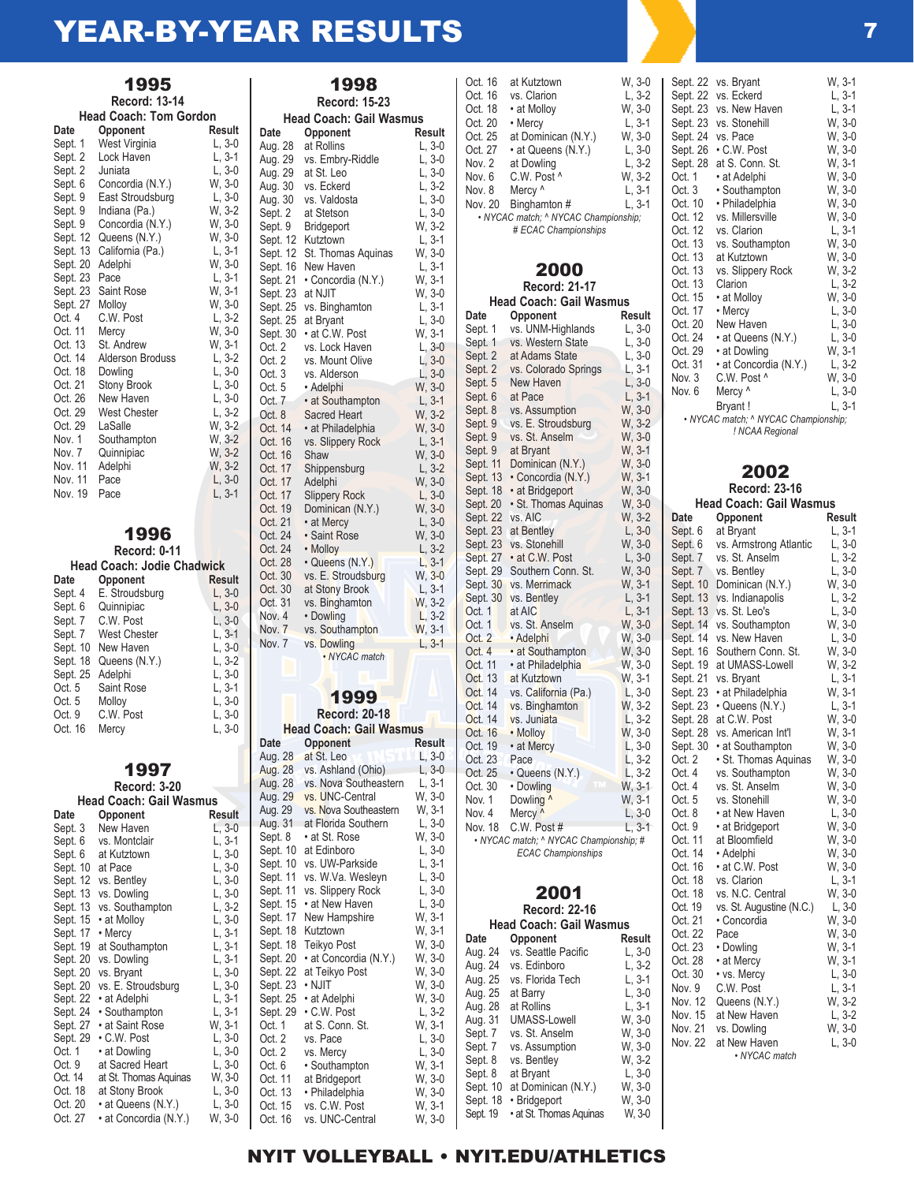# YEAR-BY-YEAR RESULTS

## 1995

**Record: 13-14**

**Head Coach: Tom Gordon**

| Date | Opponent | Result |
|---|---|---|
| Sept. 1 | West Virginia | L, 3-0 |
| Sept. 2 | Lock Haven | L, 3-1 |
| Sept. 2 | Juniata | L, 3-0 |
| Sept. 6 | Concordia (N.Y.) | W, 3-0 |
| Sept. 9 | East Stroudsburg | L, 3-0 |
| Sept. 9 | Indiana (Pa.) | W, 3-2 |
| Sept. 9 | Concordia (N.Y.) | W, 3-0 |
| Sept. 12 | Queens (N.Y.) | W, 3-0 |
| Sept. 13 | California (Pa.) | L, 3-1 |
| Sept. 20 | Adelphi | W, 3-0 |
| Sept. 23 | Pace | L, 3-1 |
| Sept. 23 | Saint Rose | W, 3-1 |
| Sept. 27 | Molloy | W, 3-0 |
| Oct. 4 | C.W. Post | L, 3-2 |
| Oct. 11 | Mercy | W, 3-0 |
| Oct. 13 | St. Andrew | W, 3-1 |
| Oct. 14 | Alderson Broduss | L, 3-2 |
| Oct. 18 | Dowling | L, 3-0 |
| Oct. 21 | Stony Brook | L, 3-0 |
| Oct. 26 | New Haven | L, 3-0 |
| Oct. 29 | West Chester | L, 3-2 |
| Oct. 29 | LaSalle | W, 3-2 |
| Nov. 1 | Southampton | W, 3-2 |
| Nov. 7 | Quinnipiac | W, 3-2 |
| Nov. 11 | Adelphi | W, 3-2 |
| Nov. 11 | Pace | L, 3-0 |
| Nov. 19 | Pace | L, 3-1 |

## 1996

**Record: 0-11**

**Head Coach: Jodie Chadwick**

| Date | Opponent | Result |
|---|---|---|
| Sept. 4 | E. Stroudsburg | L, 3-0 |
| Sept. 6 | Quinnipiac | L, 3-0 |
| Sept. 7 | C.W. Post | L, 3-0 |
| Sept. 7 | West Chester | L, 3-1 |
| Sept. 10 | New Haven | L, 3-0 |
| Sept. 18 | Queens (N.Y.) | L, 3-2 |
| Sept. 25 | Adelphi | L, 3-0 |
| Oct. 5 | Saint Rose | L, 3-1 |
| Oct. 5 | Molloy | L, 3-0 |
| Oct. 9 | C.W. Post | L, 3-0 |
| Oct. 16 | Mercy | L, 3-0 |

## 1997

**Record: 3-20**

**Head Coach: Gail Wasmus**

| Date | Opponent | Result |
|---|---|---|
| Sept. 3 | New Haven | L, 3-0 |
| Sept. 6 | vs. Montclair | L, 3-1 |
| Sept. 6 | at Kutztown | L, 3-0 |
| Sept. 10 | at Pace | L, 3-0 |
| Sept. 12 | vs. Bentley | L, 3-0 |
| Sept. 13 | vs. Dowling | L, 3-0 |
| Sept. 13 | vs. Southampton | L, 3-2 |
| Sept. 15 | • at Molloy | L, 3-0 |
| Sept. 17 | • Mercy | L, 3-1 |
| Sept. 19 | at Southampton | L, 3-1 |
| Sept. 20 | vs. Dowling | L, 3-1 |
| Sept. 20 | vs. Bryant | L, 3-0 |
| Sept. 20 | vs. E. Stroudsburg | L, 3-0 |
| Sept. 22 | • at Adelphi | L, 3-1 |
| Sept. 24 | • Southampton | L, 3-1 |
| Sept. 27 | • at Saint Rose | W, 3-1 |
| Sept. 29 | • C.W. Post | L, 3-0 |
| Oct. 1 | • at Dowling | L, 3-0 |
| Oct. 9 | at Sacred Heart | L, 3-0 |
| Oct. 14 | at St. Thomas Aquinas | W, 3-0 |
| Oct. 18 | at Stony Brook | L, 3-0 |
| Oct. 20 | • at Queens (N.Y.) | L, 3-0 |
| Oct. 27 | • at Concordia (N.Y.) | W, 3-0 |

## 1998

**Record: 15-23**

**Head Coach: Gail Wasmus**

| Date | Opponent | Result |
|---|---|---|
| Aug. 28 | at Rollins | L, 3-0 |
| Aug. 29 | vs. Embry-Riddle | L, 3-0 |
| Aug. 29 | at St. Leo | L, 3-0 |
| Aug. 30 | vs. Eckerd | L, 3-2 |
| Aug. 30 | vs. Valdosta | L, 3-0 |
| Sept. 2 | at Stetson | L, 3-0 |
| Sept. 9 | Bridgeport | W, 3-2 |
| Sept. 12 | Kutztown | L, 3-1 |
| Sept. 12 | St. Thomas Aquinas | W, 3-0 |
| Sept. 16 | New Haven | L, 3-1 |
| Sept. 21 | • Concordia (N.Y.) | W, 3-1 |
| Sept. 23 | at NJIT | W, 3-0 |
| Sept. 25 | vs. Binghamton | L, 3-1 |
| Sept. 25 | at Bryant | L, 3-0 |
| Sept. 30 | • at C.W. Post | W, 3-1 |
| Oct. 2 | vs. Lock Haven | L, 3-0 |
| Oct. 2 | vs. Mount Olive | L, 3-0 |
| Oct. 3 | vs. Alderson | L, 3-0 |
| Oct. 5 | • Adelphi | W, 3-0 |
| Oct. 7 | • at Southampton | L, 3-1 |
| Oct. 8 | Sacred Heart | W, 3-2 |
| Oct. 14 | • at Philadelphia | W, 3-0 |
| Oct. 16 | vs. Slippery Rock | L, 3-1 |
| Oct. 16 | Shaw | W, 3-0 |
| Oct. 17 | Shippensburg | L, 3-2 |
| Oct. 17 | Adelphi | W, 3-0 |
| Oct. 17 | Slippery Rock | L, 3-0 |
| Oct. 19 | Dominican (N.Y.) | W, 3-0 |
| Oct. 21 | • at Mercy | L, 3-0 |
| Oct. 24 | • Saint Rose | W, 3-0 |
| Oct. 24 | • Molloy | L, 3-2 |
| Oct. 28 | • Queens (N.Y.) | L, 3-1 |
| Oct. 30 | vs. E. Stroudsburg | W, 3-0 |
| Oct. 30 | at Stony Brook | L, 3-1 |
| Oct. 31 | vs. Binghamton | W, 3-2 |
| Nov. 4 | • Dowling | L, 3-2 |
| Nov. 7 | vs. Southampton | W, 3-1 |
| Nov. 7 | vs. Dowling | L, 3-1 |

*• NYCAC match*

## 1999

**Record: 20-18**

**Head Coach: Gail Wasmus**

| Date | Opponent | Result |
|---|---|---|
| Aug. 28 | at St. Leo | L, 3-0 |
| Aug. 28 | vs. Ashland (Ohio) | L, 3-0 |
| Aug. 28 | vs. Nova Southeastern | L, 3-1 |
| Aug. 29 | vs. UNC-Central | W, 3-0 |
| Aug. 29 | vs. Nova Southeastern | W, 3-1 |
| Aug. 31 | at Florida Southern | L, 3-0 |
| Sept. 8 | • at St. Rose | W, 3-0 |
| Sept. 10 | at Edinboro | L, 3-0 |
| Sept. 10 | vs. UW-Parkside | L, 3-1 |
| Sept. 11 | vs. W.Va. Wesleyn | L, 3-0 |
| Sept. 11 | vs. Slippery Rock | L, 3-0 |
| Sept. 15 | • at New Haven | L, 3-0 |
| Sept. 17 | New Hampshire | W, 3-1 |
| Sept. 18 | Kutztown | W, 3-1 |
| Sept. 18 | Teikyo Post | W, 3-0 |
| Sept. 20 | • at Concordia (N.Y.) | W, 3-0 |
| Sept. 22 | at Teikyo Post | W, 3-0 |
| Sept. 23 | • NJIT | W, 3-0 |
| Sept. 25 | • at Adelphi | W, 3-0 |
| Sept. 29 | • C.W. Post | L, 3-2 |
| Oct. 1 | at S. Conn. St. | W, 3-1 |
| Oct. 2 | vs. Pace | L, 3-0 |
| Oct. 2 | vs. Mercy | L, 3-0 |
| Oct. 6 | • Southampton | W, 3-1 |
| Oct. 11 | at Bridgeport | W, 3-0 |
| Oct. 13 | • Philadelphia | W, 3-0 |
| Oct. 15 | vs. C.W. Post | W, 3-1 |
| Oct. 16 | vs. UNC-Central | W, 3-0 |
| Oct. 16 | at Kutztown | W, 3-0 |
| Oct. 16 | vs. Clarion | L, 3-2 |
| Oct. 18 | • at Molloy | W, 3-0 |
| Oct. 20 | • Mercy | L, 3-1 |
| Oct. 25 | at Dominican (N.Y.) | W, 3-0 |
| Oct. 27 | • at Queens (N.Y.) | L, 3-0 |
| Nov. 2 | • Dowling | L, 3-2 |
| Nov. 6 | C.W. Post ^ | W, 3-2 |
| Nov. 8 | Mercy ^ | L, 3-1 |
| Nov. 20 | Binghamton # | L, 3-1 |

*• NYCAC match; ^ NYCAC Championship; # ECAC Championships*

## 2000

**Record: 21-17**

**Head Coach: Gail Wasmus**

| Date | Opponent | Result |
|---|---|---|
| Sept. 1 | vs. UNM-Highlands | L, 3-0 |
| Sept. 1 | vs. Western State | L, 3-0 |
| Sept. 2 | at Adams State | L, 3-0 |
| Sept. 2 | vs. Colorado Springs | L, 3-1 |
| Sept. 5 | New Haven | L, 3-0 |
| Sept. 6 | at Pace | L, 3-1 |
| Sept. 8 | vs. Assumption | W, 3-0 |
| Sept. 9 | vs. E. Stroudsburg | W, 3-2 |
| Sept. 9 | vs. St. Anselm | W, 3-0 |
| Sept. 9 | at Bryant | W, 3-1 |
| Sept. 11 | Dominican (N.Y.) | W, 3-0 |
| Sept. 13 | • Concordia (N.Y.) | W, 3-1 |
| Sept. 18 | • at Bridgeport | W, 3-0 |
| Sept. 20 | • St. Thomas Aquinas | W, 3-0 |
| Sept. 22 | vs. AIC | W, 3-2 |
| Sept. 23 | at Bentley | L, 3-0 |
| Sept. 23 | vs. Stonehill | W, 3-0 |
| Sept. 27 | • at C.W. Post | L, 3-0 |
| Sept. 29 | Southern Conn. St. | W, 3-0 |
| Sept. 30 | vs. Merrimack | W, 3-1 |
| Sept. 30 | vs. Bentley | L, 3-1 |
| Oct. 1 | at AIC | L, 3-1 |
| Oct. 1 | vs. St. Anselm | W, 3-0 |
| Oct. 2 | • Adelphi | W, 3-0 |
| Oct. 4 | • at Southampton | W, 3-0 |
| Oct. 11 | • at Philadelphia | W, 3-0 |
| Oct. 13 | at Kutztown | W, 3-1 |
| Oct. 14 | vs. California (Pa.) | L, 3-0 |
| Oct. 14 | vs. Binghamton | W, 3-2 |
| Oct. 14 | vs. Juniata | L, 3-2 |
| Oct. 16 | • Molloy | W, 3-0 |
| Oct. 19 | • at Mercy | L, 3-0 |
| Oct. 23 | Pace | L, 3-2 |
| Oct. 25 | • Queens (N.Y.) | L, 3-2 |
| Oct. 30 | • Dowling | W, 3-1 |
| Nov. 1 | Dowling ^ | W, 3-1 |
| Nov. 4 | Mercy ^ | L, 3-0 |
| Nov. 18 | C.W. Post # | L, 3-1 |

*• NYCAC match; ^ NYCAC Championship; # ECAC Championships*

## 2001

**Record: 22-16**

**Head Coach: Gail Wasmus**

| Date | Opponent | Result |
|---|---|---|
| Aug. 24 | vs. Seattle Pacific | L, 3-0 |
| Aug. 24 | vs. Edinboro | L, 3-2 |
| Aug. 25 | vs. Florida Tech | L, 3-1 |
| Aug. 25 | at Barry | L, 3-0 |
| Aug. 28 | at Rollins | L, 3-1 |
| Aug. 31 | UMASS-Lowell | W, 3-0 |
| Sept. 7 | vs. St. Anselm | W, 3-0 |
| Sept. 7 | vs. Assumption | W, 3-0 |
| Sept. 8 | vs. Bentley | W, 3-2 |
| Sept. 8 | at Bryant | L, 3-0 |
| Sept. 10 | at Dominican (N.Y.) | W, 3-0 |
| Sept. 18 | • Bridgeport | W, 3-0 |
| Sept. 19 | • at St. Thomas Aquinas | W, 3-0 |
| Sept. 22 | vs. Bryant | W, 3-1 |
| Sept. 22 | vs. Eckerd | L, 3-1 |
| Sept. 23 | vs. New Haven | L, 3-1 |
| Sept. 23 | vs. Stonehill | W, 3-0 |
| Sept. 24 | vs. Pace | W, 3-0 |
| Sept. 26 | • C.W. Post | W, 3-0 |
| Sept. 28 | at S. Conn. St. | W, 3-1 |
| Oct. 1 | • at Adelphi | W, 3-0 |
| Oct. 3 | • Southampton | W, 3-0 |
| Oct. 10 | • Philadelphia | W, 3-0 |
| Oct. 12 | vs. Millersville | W, 3-0 |
| Oct. 12 | vs. Clarion | L, 3-1 |
| Oct. 13 | vs. Southampton | W, 3-0 |
| Oct. 13 | at Kutztown | W, 3-0 |
| Oct. 13 | vs. Slippery Rock | W, 3-2 |
| Oct. 13 | Clarion | L, 3-2 |
| Oct. 15 | • at Molloy | W, 3-0 |
| Oct. 17 | • Mercy | L, 3-0 |
| Oct. 20 | New Haven | L, 3-0 |
| Oct. 24 | • at Queens (N.Y.) | L, 3-0 |
| Oct. 29 | • at Dowling | W, 3-1 |
| Oct. 31 | • at Concordia (N.Y.) | L, 3-2 |
| Nov. 3 | C.W. Post ^ | W, 3-0 |
| Nov. 6 | Mercy ^ | L, 3-0 |
| | Bryant ! | L, 3-1 |

*• NYCAC match; ^ NYCAC Championship; ! NCAA Regional*

## 2002

**Record: 23-16**

**Head Coach: Gail Wasmus**

| Date | Opponent | Result |
|---|---|---|
| Sept. 6 | at Bryant | L, 3-1 |
| Sept. 6 | vs. Armstrong Atlantic | L, 3-0 |
| Sept. 7 | vs. St. Anselm | L, 3-2 |
| Sept. 7 | vs. Bentley | L, 3-0 |
| Sept. 10 | Dominican (N.Y.) | W, 3-0 |
| Sept. 13 | vs. Indianapolis | L, 3-2 |
| Sept. 13 | vs. St. Leo's | L, 3-0 |
| Sept. 14 | vs. Southampton | W, 3-0 |
| Sept. 14 | vs. New Haven | L, 3-0 |
| Sept. 16 | Southern Conn. St. | W, 3-0 |
| Sept. 19 | at UMASS-Lowell | W, 3-2 |
| Sept. 21 | vs. Bryant | L, 3-1 |
| Sept. 23 | • at Philadelphia | W, 3-1 |
| Sept. 23 | • Queens (N.Y.) | L, 3-1 |
| Sept. 28 | at C.W. Post | W, 3-0 |
| Sept. 28 | vs. American Int'l | W, 3-1 |
| Sept. 30 | • at Southampton | W, 3-0 |
| Oct. 2 | • St. Thomas Aquinas | W, 3-0 |
| Oct. 4 | vs. Southampton | W, 3-0 |
| Oct. 4 | vs. St. Anselm | W, 3-0 |
| Oct. 5 | vs. Stonehill | W, 3-0 |
| Oct. 8 | • at New Haven | L, 3-0 |
| Oct. 9 | • at Bridgeport | W, 3-0 |
| Oct. 11 | at Bloomfield | W, 3-0 |
| Oct. 14 | • Adelphi | W, 3-0 |
| Oct. 16 | • at C.W. Post | W, 3-0 |
| Oct. 18 | vs. Clarion | L, 3-1 |
| Oct. 18 | vs. N.C. Central | W, 3-0 |
| Oct. 19 | vs. St. Augustine (N.C.) | L, 3-0 |
| Oct. 21 | • Concordia | W, 3-0 |
| Oct. 22 | Pace | W, 3-0 |
| Oct. 23 | • Dowling | W, 3-1 |
| Oct. 28 | • at Mercy | W, 3-1 |
| Oct. 30 | • vs. Mercy | L, 3-0 |
| Nov. 9 | C.W. Post | L, 3-1 |
| Nov. 12 | Queens (N.Y.) | W, 3-2 |
| Nov. 15 | at New Haven | L, 3-2 |
| Nov. 21 | vs. Dowling | W, 3-0 |
| Nov. 22 | at New Haven | L, 3-0 |

*• NYCAC match*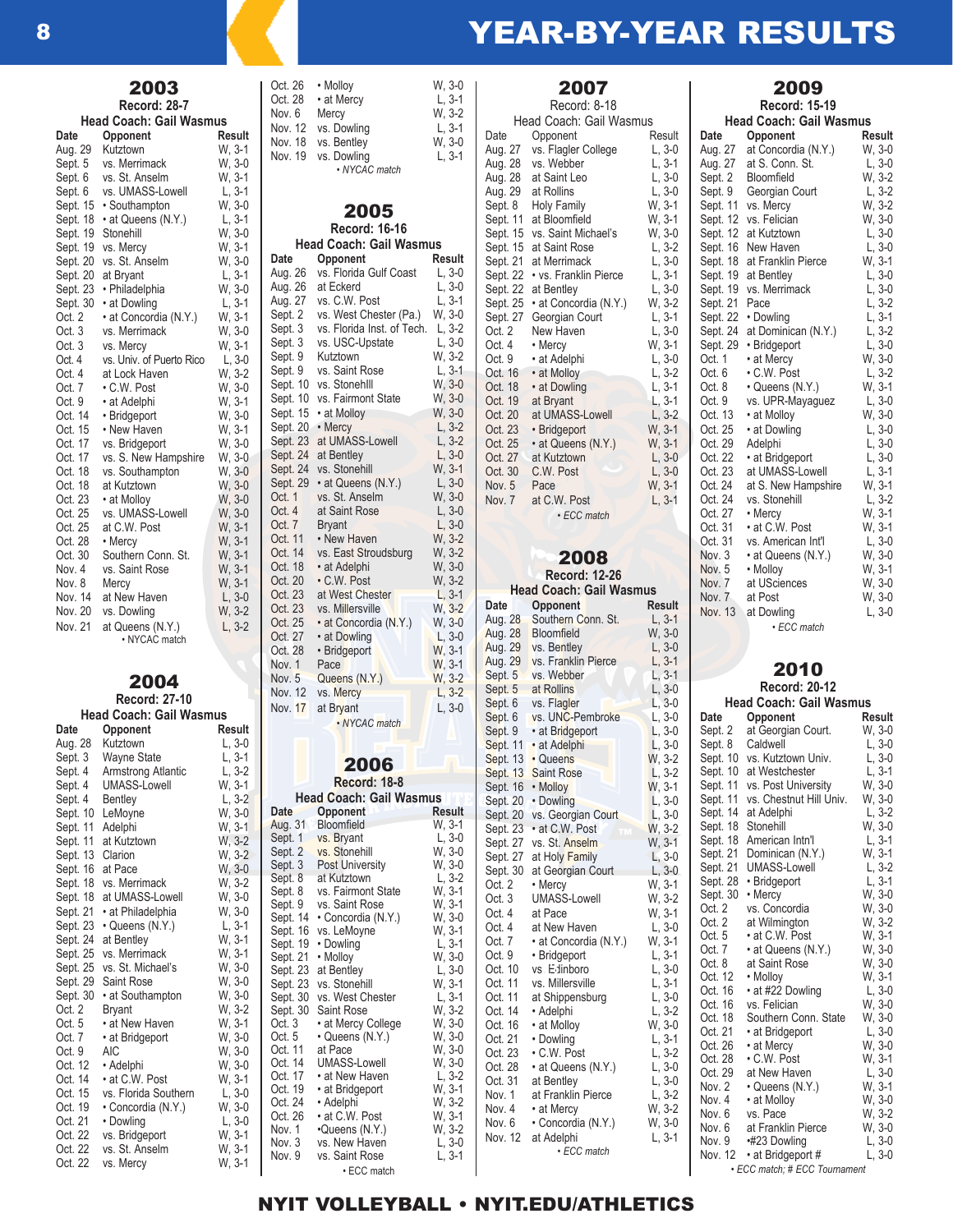# YEAR-BY-YEAR RESULTS

## 2003

**Record: 28-7**

**Head Coach: Gail Wasmus**

| Date | Opponent | Result |
|---|---|---|
| Aug. 29 | Kutztown | W, 3-1 |
| Sept. 5 | vs. Merrimack | W, 3-0 |
| Sept. 6 | vs. St. Anselm | W, 3-1 |
| Sept. 6 | vs. UMASS-Lowell | L, 3-1 |
| Sept. 15 | • Southampton | W, 3-0 |
| Sept. 18 | • at Queens (N.Y.) | L, 3-1 |
| Sept. 19 | Stonehill | W, 3-0 |
| Sept. 19 | vs. Mercy | W, 3-1 |
| Sept. 20 | vs. St. Anselm | W, 3-0 |
| Sept. 20 | at Bryant | L, 3-1 |
| Sept. 23 | • Philadelphia | W, 3-0 |
| Sept. 30 | • at Dowling | L, 3-1 |
| Oct. 2 | • at Concordia (N.Y.) | W, 3-1 |
| Oct. 3 | vs. Merrimack | W, 3-0 |
| Oct. 3 | vs. Mercy | W, 3-1 |
| Oct. 4 | vs. Univ. of Puerto Rico | L, 3-0 |
| Oct. 4 | at Lock Haven | W, 3-2 |
| Oct. 7 | • C.W. Post | W, 3-0 |
| Oct. 9 | • at Adelphi | W, 3-1 |
| Oct. 14 | • Bridgeport | W, 3-0 |
| Oct. 15 | • New Haven | W, 3-1 |
| Oct. 17 | vs. Bridgeport | W, 3-0 |
| Oct. 17 | vs. S. New Hampshire | W, 3-0 |
| Oct. 18 | vs. Southampton | W, 3-0 |
| Oct. 18 | at Kutztown | W, 3-0 |
| Oct. 23 | • at Molloy | W, 3-0 |
| Oct. 25 | vs. UMASS-Lowell | W, 3-0 |
| Oct. 25 | at C.W. Post | W, 3-1 |
| Oct. 28 | • Mercy | W, 3-1 |
| Oct. 30 | Southern Conn. St. | W, 3-1 |
| Nov. 4 | vs. Saint Rose | W, 3-1 |
| Nov. 8 | Mercy | W, 3-1 |
| Nov. 14 | at New Haven | L, 3-0 |
| Nov. 20 | vs. Dowling | W, 3-2 |
| Nov. 21 | at Queens (N.Y.) | L, 3-2 |

• NYCAC match

## 2004

**Record: 27-10**

**Head Coach: Gail Wasmus**

| Date | Opponent | Result |
|---|---|---|
| Aug. 28 | Kutztown | L, 3-0 |
| Sept. 3 | Wayne State | L, 3-1 |
| Sept. 4 | Armstrong Atlantic | L, 3-2 |
| Sept. 4 | UMASS-Lowell | W, 3-1 |
| Sept. 4 | Bentley | L, 3-2 |
| Sept. 10 | LeMoyne | W, 3-0 |
| Sept. 11 | Adelphi | W, 3-1 |
| Sept. 11 | at Kutztown | W, 3-2 |
| Sept. 13 | Clarion | W, 3-2 |
| Sept. 16 | at Pace | W, 3-0 |
| Sept. 18 | vs. Merrimack | W, 3-2 |
| Sept. 18 | at UMASS-Lowell | W, 3-0 |
| Sept. 21 | • at Philadelphia | W, 3-0 |
| Sept. 23 | • Queens (N.Y.) | L, 3-1 |
| Sept. 24 | at Bentley | W, 3-1 |
| Sept. 25 | vs. Merrimack | W, 3-1 |
| Sept. 25 | vs. St. Michael's | W, 3-0 |
| Sept. 29 | Saint Rose | W, 3-0 |
| Sept. 30 | • at Southampton | W, 3-0 |
| Oct. 2 | Bryant | W, 3-2 |
| Oct. 5 | • at New Haven | W, 3-1 |
| Oct. 7 | • at Bridgeport | W, 3-0 |
| Oct. 9 | AIC | W, 3-0 |
| Oct. 12 | • Adelphi | W, 3-0 |
| Oct. 14 | • at C.W. Post | W, 3-1 |
| Oct. 15 | vs. Florida Southern | L, 3-0 |
| Oct. 19 | • Concordia (N.Y.) | W, 3-0 |
| Oct. 21 | • Dowling | L, 3-0 |
| Oct. 22 | vs. Bridgeport | W, 3-1 |
| Oct. 22 | vs. St. Anselm | W, 3-1 |
| Oct. 22 | vs. Mercy | W, 3-1 |
| Oct. 26 | • Molloy | W, 3-0 |
| Oct. 28 | • at Mercy | L, 3-1 |
| Nov. 6 | Mercy | W, 3-2 |
| Nov. 12 | vs. Dowling | L, 3-1 |
| Nov. 18 | vs. Bentley | W, 3-0 |
| Nov. 19 | vs. Dowling | L, 3-1 |

• NYCAC match

## 2005

**Record: 16-16**

**Head Coach: Gail Wasmus**

| Date | Opponent | Result |
|---|---|---|
| Aug. 26 | vs. Florida Gulf Coast | L, 3-0 |
| Aug. 26 | at Eckerd | L, 3-0 |
| Aug. 27 | vs. C.W. Post | L, 3-1 |
| Sept. 2 | vs. West Chester (Pa.) | W, 3-0 |
| Sept. 3 | vs. Florida Inst. of Tech. | L, 3-2 |
| Sept. 3 | vs. USC-Upstate | L, 3-0 |
| Sept. 9 | Kutztown | W, 3-2 |
| Sept. 9 | vs. Saint Rose | L, 3-1 |
| Sept. 10 | vs. Stonehill | W, 3-0 |
| Sept. 10 | vs. Fairmont State | W, 3-0 |
| Sept. 15 | • at Molloy | W, 3-0 |
| Sept. 20 | • Mercy | L, 3-2 |
| Sept. 23 | at UMASS-Lowell | L, 3-2 |
| Sept. 24 | at Bentley | L, 3-0 |
| Sept. 24 | vs. Stonehill | W, 3-1 |
| Sept. 29 | • at Queens (N.Y.) | L, 3-0 |
| Oct. 1 | vs. St. Anselm | W, 3-0 |
| Oct. 4 | at Saint Rose | L, 3-0 |
| Oct. 7 | Bryant | L, 3-0 |
| Oct. 11 | • New Haven | W, 3-2 |
| Oct. 14 | vs. East Stroudsburg | W, 3-2 |
| Oct. 18 | • at Adelphi | W, 3-0 |
| Oct. 20 | • C.W. Post | W, 3-2 |
| Oct. 23 | at West Chester | L, 3-1 |
| Oct. 23 | vs. Millersville | W, 3-2 |
| Oct. 25 | • at Concordia (N.Y.) | W, 3-0 |
| Oct. 27 | • at Dowling | L, 3-0 |
| Oct. 28 | • Bridgeport | W, 3-1 |
| Nov. 1 | Pace | W, 3-1 |
| Nov. 5 | Queens (N.Y.) | W, 3-2 |
| Nov. 12 | vs. Mercy | L, 3-2 |
| Nov. 17 | at Bryant | L, 3-0 |

• NYCAC match

## 2006

**Record: 18-8**

**Head Coach: Gail Wasmus**

| Date | Opponent | Result |
|---|---|---|
| Aug. 31 | Bloomfield | W, 3-1 |
| Sept. 1 | vs. Bryant | L, 3-0 |
| Sept. 2 | vs. Stonehill | W, 3-0 |
| Sept. 3 | Post University | W, 3-0 |
| Sept. 8 | at Kutztown | L, 3-2 |
| Sept. 8 | vs. Fairmont State | W, 3-1 |
| Sept. 9 | vs. Saint Rose | W, 3-1 |
| Sept. 14 | • Concordia (N.Y.) | W, 3-0 |
| Sept. 16 | vs. LeMoyne | W, 3-1 |
| Sept. 19 | • Dowling | L, 3-1 |
| Sept. 21 | • Molloy | W, 3-0 |
| Sept. 23 | at Bentley | L, 3-0 |
| Sept. 23 | vs. Stonehill | W, 3-1 |
| Sept. 30 | vs. West Chester | L, 3-1 |
| Sept. 30 | Saint Rose | W, 3-2 |
| Oct. 3 | • at Mercy College | W, 3-0 |
| Oct. 5 | • Queens (N.Y.) | W, 3-0 |
| Oct. 11 | at Pace | W, 3-0 |
| Oct. 14 | UMASS-Lowell | W, 3-0 |
| Oct. 17 | • at New Haven | L, 3-2 |
| Oct. 19 | • at Bridgeport | W, 3-1 |
| Oct. 24 | • Adelphi | W, 3-2 |
| Oct. 26 | • at C.W. Post | W, 3-1 |
| Nov. 1 | •Queens (N.Y.) | W, 3-2 |
| Nov. 3 | vs. New Haven | L, 3-0 |
| Nov. 9 | vs. Saint Rose | L, 3-1 |

• ECC match

## 2007

**Record: 8-18**

**Head Coach: Gail Wasmus**

| Date | Opponent | Result |
|---|---|---|
| Aug. 27 | vs. Flagler College | L, 3-0 |
| Aug. 28 | vs. Webber | L, 3-1 |
| Aug. 28 | at Saint Leo | L, 3-0 |
| Aug. 29 | at Rollins | L, 3-0 |
| Sept. 8 | Holy Family | W, 3-1 |
| Sept. 11 | at Bloomfield | W, 3-1 |
| Sept. 15 | vs. Saint Michael's | W, 3-0 |
| Sept. 15 | at Saint Rose | L, 3-2 |
| Sept. 21 | at Merrimack | L, 3-0 |
| Sept. 22 | • vs. Franklin Pierce | L, 3-1 |
| Sept. 22 | at Bentley | L, 3-0 |
| Sept. 25 | • at Concordia (N.Y.) | W, 3-2 |
| Sept. 27 | Georgian Court | L, 3-1 |
| Oct. 2 | New Haven | L, 3-0 |
| Oct. 4 | • Mercy | W, 3-1 |
| Oct. 9 | • at Adelphi | L, 3-0 |
| Oct. 16 | • at Molloy | L, 3-2 |
| Oct. 18 | • at Dowling | L, 3-1 |
| Oct. 19 | at Bryant | L, 3-1 |
| Oct. 20 | at UMASS-Lowell | L, 3-2 |
| Oct. 23 | • Bridgeport | W, 3-1 |
| Oct. 25 | • at Queens (N.Y.) | W, 3-1 |
| Oct. 27 | at Kutztown | L, 3-0 |
| Oct. 30 | C.W. Post | L, 3-0 |
| Nov. 5 | Pace | W, 3-1 |
| Nov. 7 | at C.W. Post | L, 3-1 |

• ECC match

## 2008

**Record: 12-26**

**Head Coach: Gail Wasmus**

| Date | Opponent | Result |
|---|---|---|
| Aug. 28 | Southern Conn. St. | L, 3-1 |
| Aug. 28 | Bloomfield | W, 3-0 |
| Aug. 29 | vs. Bentley | L, 3-0 |
| Aug. 29 | vs. Franklin Pierce | L, 3-1 |
| Sept. 5 | vs. Webber | L, 3-1 |
| Sept. 5 | at Rollins | L, 3-0 |
| Sept. 6 | vs. Flagler | L, 3-0 |
| Sept. 6 | vs. UNC-Pembroke | L, 3-0 |
| Sept. 9 | • at Bridgeport | L, 3-0 |
| Sept. 11 | • at Adelphi | L, 3-0 |
| Sept. 13 | • Queens | W, 3-2 |
| Sept. 13 | Saint Rose | L, 3-2 |
| Sept. 16 | • Molloy | W, 3-1 |
| Sept. 20 | • Dowling | L, 3-0 |
| Sept. 20 | vs. Georgian Court | L, 3-0 |
| Sept. 23 | • at C.W. Post | W, 3-2 |
| Sept. 27 | vs. St. Anselm | W, 3-1 |
| Sept. 27 | at Holy Family | L, 3-0 |
| Sept. 30 | at Georgian Court | L, 3-0 |
| Oct. 2 | • Mercy | W, 3-1 |
| Oct. 3 | UMASS-Lowell | W, 3-2 |
| Oct. 4 | at Pace | W, 3-1 |
| Oct. 4 | at New Haven | L, 3-0 |
| Oct. 7 | • at Concordia (N.Y.) | W, 3-1 |
| Oct. 9 | • Bridgeport | L, 3-1 |
| Oct. 10 | vs Edinboro | L, 3-0 |
| Oct. 11 | vs. Millersville | L, 3-1 |
| Oct. 11 | at Shippensburg | L, 3-0 |
| Oct. 14 | • Adelphi | L, 3-2 |
| Oct. 16 | • at Molloy | W, 3-0 |
| Oct. 21 | • Dowling | L, 3-1 |
| Oct. 23 | • C.W. Post | L, 3-2 |
| Oct. 28 | • at Queens (N.Y.) | L, 3-0 |
| Oct. 31 | at Bentley | L, 3-0 |
| Nov. 1 | at Franklin Pierce | L, 3-2 |
| Nov. 4 | • at Mercy | W, 3-2 |
| Nov. 6 | • Concordia (N.Y.) | W, 3-0 |
| Nov. 12 | at Adelphi | L, 3-1 |

• ECC match

## 2009

**Record: 15-19**

**Head Coach: Gail Wasmus**

| Date | Opponent | Result |
|---|---|---|
| Aug. 27 | at Concordia (N.Y.) | W, 3-0 |
| Aug. 27 | at S. Conn. St. | L, 3-0 |
| Sept. 2 | Bloomfield | W, 3-2 |
| Sept. 9 | Georgian Court | L, 3-2 |
| Sept. 11 | vs. Mercy | W, 3-2 |
| Sept. 12 | vs. Felician | W, 3-0 |
| Sept. 12 | at Kutztown | L, 3-0 |
| Sept. 16 | New Haven | L, 3-0 |
| Sept. 18 | at Franklin Pierce | W, 3-1 |
| Sept. 19 | at Bentley | L, 3-0 |
| Sept. 19 | vs. Merrimack | L, 3-0 |
| Sept. 21 | Pace | L, 3-2 |
| Sept. 22 | • Dowling | L, 3-1 |
| Sept. 24 | at Dominican (N.Y.) | L, 3-2 |
| Sept. 29 | • Bridgeport | L, 3-0 |
| Oct. 1 | • at Mercy | W, 3-0 |
| Oct. 6 | • C.W. Post | L, 3-2 |
| Oct. 8 | • Queens (N.Y.) | W, 3-1 |
| Oct. 9 | vs. UPR-Mayaguez | L, 3-0 |
| Oct. 13 | • at Molloy | W, 3-0 |
| Oct. 25 | • at Dowling | L, 3-0 |
| Oct. 29 | Adelphi | L, 3-0 |
| Oct. 22 | • at Bridgeport | L, 3-0 |
| Oct. 23 | at UMASS-Lowell | L, 3-1 |
| Oct. 24 | at S. New Hampshire | W, 3-1 |
| Oct. 24 | vs. Stonehill | L, 3-2 |
| Oct. 27 | • Mercy | W, 3-1 |
| Oct. 31 | • at C.W. Post | W, 3-1 |
| Oct. 31 | vs. American Int'l | L, 3-0 |
| Nov. 3 | • at Queens (N.Y.) | W, 3-0 |
| Nov. 5 | • Molloy | W, 3-1 |
| Nov. 7 | at USciences | W, 3-0 |
| Nov. 7 | at Post | W, 3-0 |
| Nov. 13 | at Dowling | L, 3-0 |

• ECC match

## 2010

**Record: 20-12**

**Head Coach: Gail Wasmus**

| Date | Opponent | Result |
|---|---|---|
| Sept. 2 | at Georgian Court. | W, 3-0 |
| Sept. 8 | Caldwell | L, 3-0 |
| Sept. 10 | vs. Kutztown Univ. | L, 3-0 |
| Sept. 10 | at Westchester | L, 3-1 |
| Sept. 11 | vs. Post University | W, 3-0 |
| Sept. 11 | vs. Chestnut Hill Univ. | W, 3-0 |
| Sept. 14 | at Adelphi | L, 3-2 |
| Sept. 18 | Stonehill | W, 3-0 |
| Sept. 18 | American Intn'l | L, 3-1 |
| Sept. 21 | Dominican (N.Y.) | W, 3-1 |
| Sept. 21 | UMASS-Lowell | L, 3-2 |
| Sept. 28 | • Bridgeport | L, 3-1 |
| Sept. 30 | • Mercy | W, 3-0 |
| Oct. 2 | vs. Concordia | W, 3-0 |
| Oct. 2 | at Wilmington | W, 3-2 |
| Oct. 5 | • at C.W. Post | W, 3-1 |
| Oct. 7 | • at Queens (N.Y.) | W, 3-0 |
| Oct. 8 | at Saint Rose | W, 3-0 |
| Oct. 12 | • Molloy | W, 3-1 |
| Oct. 16 | • at #22 Dowling | L, 3-0 |
| Oct. 16 | vs. Felician | W, 3-0 |
| Oct. 18 | Southern Conn. State | W, 3-0 |
| Oct. 21 | • at Bridgeport | L, 3-0 |
| Oct. 26 | • at Mercy | W, 3-0 |
| Oct. 28 | • C.W. Post | W, 3-1 |
| Oct. 29 | at New Haven | L, 3-0 |
| Nov. 2 | • Queens (N.Y.) | W, 3-1 |
| Nov. 4 | • at Molloy | W, 3-0 |
| Nov. 6 | vs. Pace | W, 3-2 |
| Nov. 6 | at Franklin Pierce | W, 3-0 |
| Nov. 9 | •#23 Dowling | L, 3-0 |
| Nov. 12 | • at Bridgeport # | L, 3-0 |

• ECC match; # ECC Tournament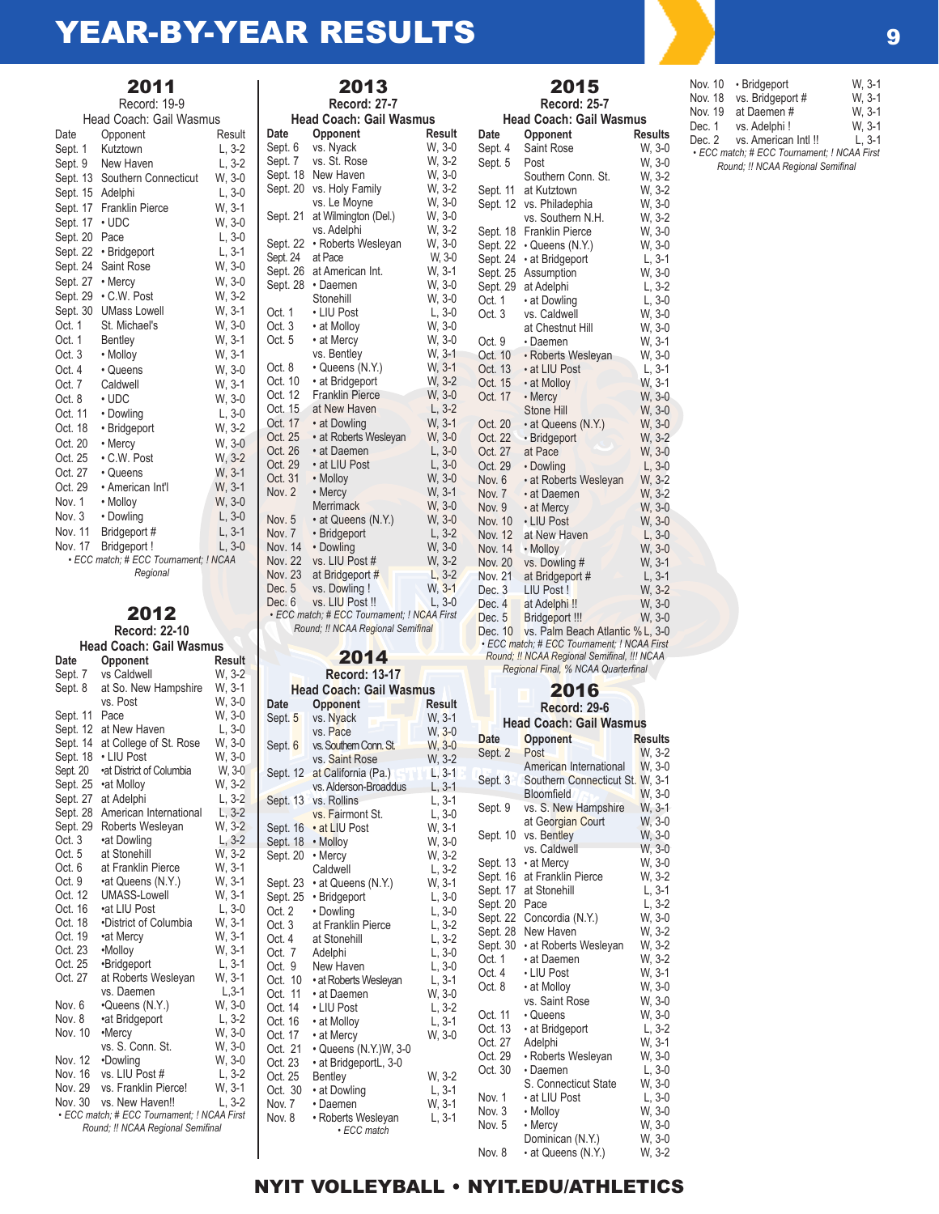# YEAR-BY-YEAR RESULTS

## 2011

Record: 19-9

Head Coach: Gail Wasmus

| Date | Opponent | Result |
|---|---|---|
| Sept. 1 | Kutztown | L, 3-2 |
| Sept. 9 | New Haven | L, 3-2 |
| Sept. 13 | Southern Connecticut | W, 3-0 |
| Sept. 15 | Adelphi | L, 3-0 |
| Sept. 17 | Franklin Pierce | W, 3-1 |
| Sept. 17 | • UDC | W, 3-0 |
| Sept. 20 | Pace | L, 3-0 |
| Sept. 22 | • Bridgeport | L, 3-1 |
| Sept. 24 | Saint Rose | W, 3-0 |
| Sept. 27 | • Mercy | W, 3-0 |
| Sept. 29 | • C.W. Post | W, 3-2 |
| Sept. 30 | UMass Lowell | W, 3-1 |
| Oct. 1 | St. Michael's | W, 3-0 |
| Oct. 1 | Bentley | W, 3-1 |
| Oct. 3 | • Molloy | W, 3-1 |
| Oct. 4 | • Queens | W, 3-0 |
| Oct. 7 | Caldwell | W, 3-1 |
| Oct. 8 | • UDC | W, 3-0 |
| Oct. 11 | • Dowling | L, 3-0 |
| Oct. 18 | • Bridgeport | W, 3-2 |
| Oct. 20 | • Mercy | W, 3-0 |
| Oct. 25 | • C.W. Post | W, 3-2 |
| Oct. 27 | • Queens | W, 3-1 |
| Oct. 29 | • American Int'l | W, 3-1 |
| Nov. 1 | • Molloy | W, 3-0 |
| Nov. 3 | • Dowling | L, 3-0 |
| Nov. 11 | Bridgeport # | L, 3-1 |
| Nov. 17 | Bridgeport ! | L, 3-0 |

*• ECC match; # ECC Tournament; ! NCAA Regional*

## 2012

Record: 22-10

Head Coach: Gail Wasmus

| Date | Opponent | Result |
|---|---|---|
| Sept. 7 | vs Caldwell | W, 3-2 |
| Sept. 8 | at So. New Hampshire | W, 3-1 |
| | vs. Post | W, 3-0 |
| Sept. 11 | Pace | W, 3-0 |
| Sept. 12 | at New Haven | L, 3-0 |
| Sept. 14 | at College of St. Rose | W, 3-0 |
| Sept. 18 | • LIU Post | W, 3-0 |
| Sept. 20 | •at District of Columbia | W, 3-0 |
| Sept. 25 | •at Molloy | W, 3-2 |
| Sept. 27 | at Adelphi | L, 3-2 |
| Sept. 28 | American International | L, 3-2 |
| Sept. 29 | Roberts Wesleyan | W, 3-2 |
| Oct. 3 | •at Dowling | L, 3-2 |
| Oct. 5 | at Stonehill | W, 3-2 |
| Oct. 6 | at Franklin Pierce | W, 3-1 |
| Oct. 9 | •at Queens (N.Y.) | W, 3-1 |
| Oct. 12 | UMASS-Lowell | W, 3-1 |
| Oct. 16 | •at LIU Post | L, 3-0 |
| Oct. 18 | •District of Columbia | W, 3-1 |
| Oct. 19 | •at Mercy | W, 3-1 |
| Oct. 23 | •Molloy | W, 3-1 |
| Oct. 25 | •Bridgeport | L, 3-1 |
| Oct. 27 | at Roberts Wesleyan | W, 3-1 |
| | vs. Daemen | L,3-1 |
| Nov. 6 | •Queens (N.Y.) | W, 3-0 |
| Nov. 8 | •at Bridgeport | L, 3-2 |
| Nov. 10 | •Mercy | W, 3-0 |
| | vs. S. Conn. St. | W, 3-0 |
| Nov. 12 | •Dowling | W, 3-0 |
| Nov. 16 | vs. LIU Post # | L, 3-2 |
| Nov. 29 | vs. Franklin Pierce! | W, 3-1 |
| Nov. 30 | vs. New Haven!! | L, 3-2 |

*• ECC match; # ECC Tournament; ! NCAA First Round; !! NCAA Regional Semifinal*

## 2013

Record: 27-7

Head Coach: Gail Wasmus

| Date | Opponent | Result |
|---|---|---|
| Sept. 6 | vs. Nyack | W, 3-0 |
| Sept. 7 | vs. St. Rose | W, 3-2 |
| Sept. 18 | New Haven | W, 3-0 |
| Sept. 20 | vs. Holy Family | W, 3-2 |
| | vs. Le Moyne | W, 3-0 |
| Sept. 21 | at Wilmington (Del.) | W, 3-0 |
| | vs. Adelphi | W, 3-2 |
| Sept. 22 | • Roberts Wesleyan | W, 3-0 |
| Sept. 24 | at Pace | W, 3-0 |
| Sept. 26 | at American Int. | W, 3-1 |
| Sept. 28 | • Daemen | W, 3-0 |
| | Stonehill | W, 3-0 |
| Oct. 1 | • LIU Post | L, 3-0 |
| Oct. 3 | • at Molloy | W, 3-0 |
| Oct. 5 | • at Mercy | W, 3-0 |
| | vs. Bentley | W, 3-1 |
| Oct. 8 | • Queens (N.Y.) | W, 3-1 |
| Oct. 10 | • at Bridgeport | W, 3-2 |
| Oct. 12 | Franklin Pierce | W, 3-0 |
| Oct. 15 | at New Haven | L, 3-2 |
| Oct. 17 | • at Dowling | W, 3-1 |
| Oct. 25 | • at Roberts Wesleyan | W, 3-0 |
| Oct. 26 | • at Daemen | L, 3-0 |
| Oct. 29 | • at LIU Post | L, 3-0 |
| Oct. 31 | • Molloy | W, 3-0 |
| Nov. 2 | • Mercy | W, 3-1 |
| | Merrimack | W, 3-0 |
| Nov. 5 | • at Queens (N.Y.) | W, 3-0 |
| Nov. 7 | • Bridgeport | L, 3-2 |
| Nov. 14 | • Dowling | W, 3-0 |
| Nov. 22 | vs. LIU Post # | W, 3-2 |
| Nov. 23 | at Bridgeport # | L, 3-2 |
| Dec. 5 | vs. Dowling ! | W, 3-1 |
| Dec. 6 | vs. LIU Post !! | L, 3-0 |

*• ECC match; # ECC Tournament; ! NCAA First Round; !! NCAA Regional Semifinal*

## 2014

Record: 13-17

Head Coach: Gail Wasmus

| Date | Opponent | Result |
|---|---|---|
| Sept. 5 | vs. Nyack | W, 3-1 |
| | vs. Pace | W, 3-0 |
| Sept. 6 | vs. Southern Conn. St. | W, 3-0 |
| | vs. Saint Rose | W, 3-2 |
| Sept. 12 | at California (Pa.) | L, 3-1 |
| | vs. Alderson-Broaddus | L, 3-1 |
| Sept. 13 | vs. Rollins | L, 3-1 |
| | vs. Fairmont St. | L, 3-0 |
| Sept. 16 | • at LIU Post | W, 3-1 |
| Sept. 18 | • Molloy | W, 3-0 |
| Sept. 20 | • Mercy | W, 3-2 |
| | Caldwell | L, 3-2 |
| Sept. 23 | • at Queens (N.Y.) | W, 3-1 |
| Sept. 25 | • Bridgeport | L, 3-0 |
| Oct. 2 | • Dowling | L, 3-0 |
| Oct. 3 | at Franklin Pierce | L, 3-2 |
| Oct. 4 | at Stonehill | L, 3-2 |
| Oct. 7 | Adelphi | L, 3-0 |
| Oct. 9 | New Haven | L, 3-0 |
| Oct. 10 | • at Roberts Wesleyan | L, 3-1 |
| Oct. 11 | • at Daemen | W, 3-0 |
| Oct. 14 | • LIU Post | L, 3-2 |
| Oct. 16 | • at Molloy | L, 3-1 |
| Oct. 17 | • at Mercy | W, 3-0 |
| Oct. 21 | • Queens (N.Y.)W, 3-0 | |
| Oct. 23 | • at BridgeportL, 3-0 | |
| Oct. 25 | Bentley | W, 3-2 |
| Oct. 30 | • at Dowling | L, 3-1 |
| Nov. 7 | • Daemen | W, 3-1 |
| Nov. 8 | • Roberts Wesleyan | L, 3-1 |

*• ECC match*

## 2015

Record: 25-7

Head Coach: Gail Wasmus

| Date | Opponent | Results |
|---|---|---|
| Sept. 4 | Saint Rose | W, 3-0 |
| Sept. 5 | Post | W, 3-0 |
| | Southern Conn. St. | W, 3-2 |
| Sept. 11 | at Kutztown | W, 3-2 |
| Sept. 12 | vs. Philadelphia | W, 3-0 |
| | vs. Southern N.H. | W, 3-2 |
| Sept. 18 | Franklin Pierce | W, 3-0 |
| Sept. 22 | • Queens (N.Y.) | W, 3-0 |
| Sept. 24 | • at Bridgeport | L, 3-1 |
| Sept. 25 | Assumption | W, 3-0 |
| Sept. 29 | at Adelphi | L, 3-2 |
| Oct. 1 | • at Dowling | L, 3-0 |
| Oct. 3 | vs. Caldwell | W, 3-0 |
| | at Chestnut Hill | W, 3-0 |
| Oct. 9 | • Daemen | W, 3-1 |
| Oct. 10 | • Roberts Wesleyan | W, 3-0 |
| Oct. 13 | • at LIU Post | L, 3-1 |
| Oct. 15 | • at Molloy | W, 3-1 |
| Oct. 17 | • Mercy | W, 3-0 |
| | Stone Hill | W, 3-0 |
| Oct. 20 | • at Queens (N.Y.) | W, 3-0 |
| Oct. 22 | • Bridgeport | W, 3-2 |
| Oct. 27 | at Pace | W, 3-0 |
| Oct. 29 | • Dowling | L, 3-0 |
| Nov. 6 | • at Roberts Wesleyan | W, 3-2 |
| Nov. 7 | • at Daemen | W, 3-2 |
| Nov. 9 | • at Mercy | W, 3-0 |
| Nov. 10 | • LIU Post | W, 3-0 |
| Nov. 12 | at New Haven | L, 3-0 |
| Nov. 14 | • Molloy | W, 3-0 |
| Nov. 20 | vs. Dowling # | W, 3-1 |
| Nov. 21 | at Bridgeport # | L, 3-1 |
| Dec. 3 | LIU Post ! | W, 3-2 |
| Dec. 4 | at Adelphi !! | W, 3-0 |
| Dec. 5 | Bridgeport !!! | W, 3-0 |
| Dec. 10 | vs. Palm Beach Atlantic % | L, 3-0 |

*• ECC match; # ECC Tournament; ! NCAA First Round; !! NCAA Regional Semifinal, !!! NCAA Regional Final, % NCAA Quarterfinal*

## 2016

Record: 29-6

Head Coach: Gail Wasmus

| Date | Opponent | Results |
|---|---|---|
| Sept. 2 | Post | W, 3-2 |
| | American International | W, 3-0 |
| Sept. 3 | Southern Connecticut St. | W, 3-1 |
| | Bloomfield | W, 3-0 |
| Sept. 9 | vs. S. New Hampshire | W, 3-1 |
| | at Georgian Court | W, 3-0 |
| Sept. 10 | vs. Bentley | W, 3-0 |
| | vs. Caldwell | W, 3-0 |
| Sept. 13 | • at Mercy | W, 3-0 |
| Sept. 16 | at Franklin Pierce | W, 3-2 |
| Sept. 17 | at Stonehill | L, 3-1 |
| Sept. 20 | Pace | L, 3-2 |
| Sept. 22 | Concordia (N.Y.) | W, 3-0 |
| Sept. 28 | New Haven | W, 3-2 |
| Sept. 30 | • at Roberts Wesleyan | W, 3-2 |
| Oct. 1 | • at Daemen | W, 3-2 |
| Oct. 4 | • LIU Post | W, 3-1 |
| Oct. 8 | • at Molloy | W, 3-0 |
| | vs. Saint Rose | W, 3-0 |
| Oct. 11 | • Queens | W, 3-0 |
| Oct. 13 | • at Bridgeport | L, 3-2 |
| Oct. 27 | Adelphi | W, 3-1 |
| Oct. 29 | • Roberts Wesleyan | W, 3-0 |
| Oct. 30 | • Daemen | L, 3-0 |
| | S. Connecticut State | W, 3-0 |
| Nov. 1 | • at LIU Post | L, 3-0 |
| Nov. 3 | • Molloy | W, 3-0 |
| Nov. 5 | • Mercy | W, 3-0 |
| | Dominican (N.Y.) | W, 3-0 |
| Nov. 8 | • at Queens (N.Y.) | W, 3-2 |
| Nov. 10 | • Bridgeport | W, 3-1 |
| Nov. 18 | vs. Bridgeport # | W, 3-1 |
| Nov. 19 | at Daemen # | W, 3-1 |
| Dec. 1 | vs. Adelphi ! | W, 3-1 |
| Dec. 2 | vs. American Intl !! | L, 3-1 |

*• ECC match; # ECC Tournament; ! NCAA First Round; !! NCAA Regional Semifinal*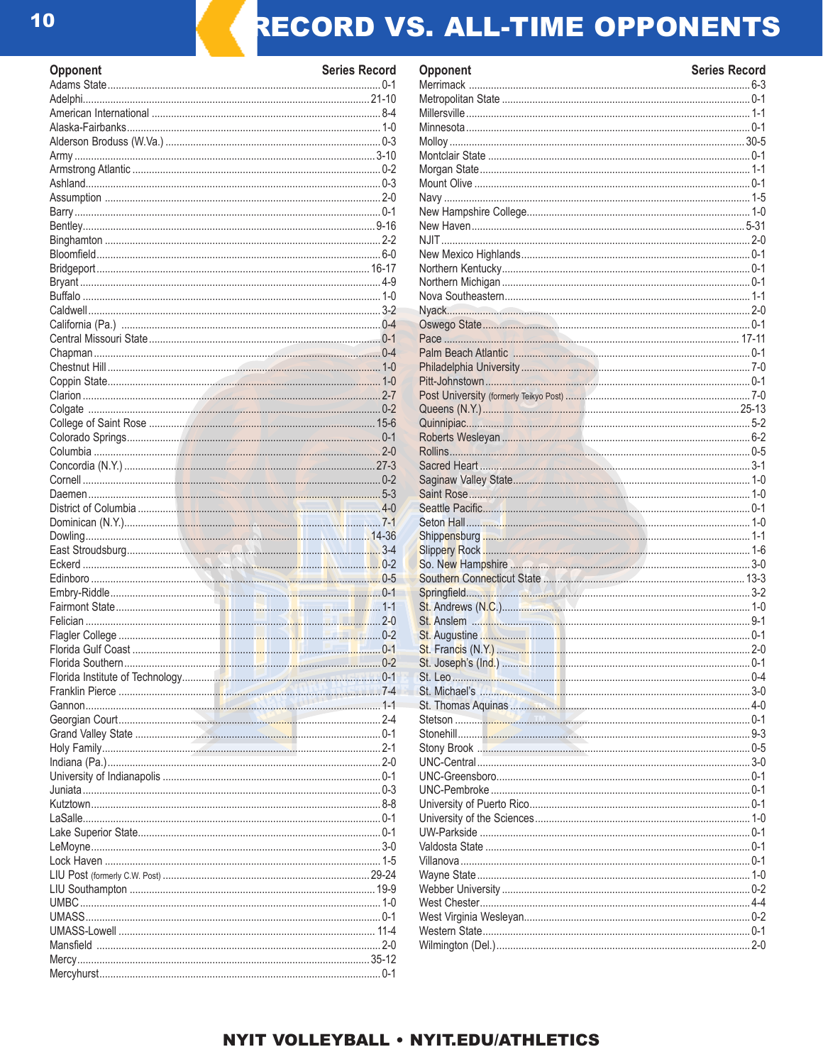# RECORD VS. ALL-TIME OPPONENTS

| Opponent | Series Record |
|---|---|
| Adams State | 0-1 |
| Adelphi | 21-10 |
| American International | 8-4 |
| Alaska-Fairbanks | 1-0 |
| Alderson Broduss (W.Va.) | 0-3 |
| Army | 3-10 |
| Armstrong Atlantic | 0-2 |
| Ashland | 0-3 |
| Assumption | 2-0 |
| Barry | 0-1 |
| Bentley | 9-16 |
| Binghamton | 2-2 |
| Bloomfield | 6-0 |
| Bridgeport | 16-17 |
| Bryant | 4-9 |
| Buffalo | 1-0 |
| Caldwell | 3-2 |
| California (Pa.) | 0-4 |
| Central Missouri State | 0-1 |
| Chapman | 0-4 |
| Chestnut Hill | 1-0 |
| Coppin State | 1-0 |
| Clarion | 2-7 |
| Colgate | 0-2 |
| College of Saint Rose | 15-6 |
| Colorado Springs | 0-1 |
| Columbia | 2-0 |
| Concordia (N.Y.) | 27-3 |
| Cornell | 0-2 |
| Daemen | 5-3 |
| District of Columbia | 4-0 |
| Dominican (N.Y.) | 7-1 |
| Dowling | 14-36 |
| East Stroudsburg | 3-4 |
| Eckerd | 0-2 |
| Edinboro | 0-5 |
| Embry-Riddle | 0-1 |
| Fairmont State | 1-1 |
| Felician | 2-0 |
| Flagler College | 0-2 |
| Florida Gulf Coast | 0-1 |
| Florida Southern | 0-2 |
| Florida Institute of Technology | 0-1 |
| Franklin Pierce | 7-4 |
| Gannon | 1-1 |
| Georgian Court | 2-4 |
| Grand Valley State | 0-1 |
| Holy Family | 2-1 |
| Indiana (Pa.) | 2-0 |
| University of Indianapolis | 0-1 |
| Juniata | 0-3 |
| Kutztown | 8-8 |
| LaSalle | 0-1 |
| Lake Superior State | 0-1 |
| LeMoyne | 3-0 |
| Lock Haven | 1-5 |
| LIU Post (formerly C.W. Post) | 29-24 |
| LIU Southampton | 19-9 |
| UMBC | 1-0 |
| UMASS | 0-1 |
| UMASS-Lowell | 11-4 |
| Mansfield | 2-0 |
| Mercy | 35-12 |
| Mercyhurst | 0-1 |
| Merrimack | 6-3 |
| Metropolitan State | 0-1 |
| Millersville | 1-1 |
| Minnesota | 0-1 |
| Molloy | 30-5 |
| Montclair State | 0-1 |
| Morgan State | 1-1 |
| Mount Olive | 0-1 |
| Navy | 1-5 |
| New Hampshire College | 1-0 |
| New Haven | 5-31 |
| NJIT | 2-0 |
| New Mexico Highlands | 0-1 |
| Northern Kentucky | 0-1 |
| Northern Michigan | 0-1 |
| Nova Southeastern | 1-1 |
| Nyack | 2-0 |
| Oswego State | 0-1 |
| Pace | 17-11 |
| Palm Beach Atlantic | 0-1 |
| Philadelphia University | 7-0 |
| Pitt-Johnstown | 0-1 |
| Post University (formerly Teikyo Post) | 7-0 |
| Queens (N.Y.) | 25-13 |
| Quinnipiac | 5-2 |
| Roberts Wesleyan | 6-2 |
| Rollins | 0-5 |
| Sacred Heart | 3-1 |
| Saginaw Valley State | 1-0 |
| Saint Rose | 1-0 |
| Seattle Pacific | 0-1 |
| Seton Hall | 1-0 |
| Shippensburg | 1-1 |
| Slippery Rock | 1-6 |
| So. New Hampshire | 3-0 |
| Southern Connecticut State | 13-3 |
| Springfield | 3-2 |
| St. Andrews (N.C.) | 1-0 |
| St. Anslem | 9-1 |
| St. Augustine | 0-1 |
| St. Francis (N.Y.) | 2-0 |
| St. Joseph's (Ind.) | 0-1 |
| St. Leo | 0-4 |
| St. Michael's | 3-0 |
| St. Thomas Aquinas | 4-0 |
| Stetson | 0-1 |
| Stonehill | 9-3 |
| Stony Brook | 0-5 |
| UNC-Central | 3-0 |
| UNC-Greensboro | 0-1 |
| UNC-Pembroke | 0-1 |
| University of Puerto Rico | 0-1 |
| University of the Sciences | 1-0 |
| UW-Parkside | 0-1 |
| Valdosta State | 0-1 |
| Villanova | 0-1 |
| Wayne State | 1-0 |
| Webber University | 0-2 |
| West Chester | 4-4 |
| West Virginia Wesleyan | 0-2 |
| Western State | 0-1 |
| Wilmington (Del.) | 2-0 |